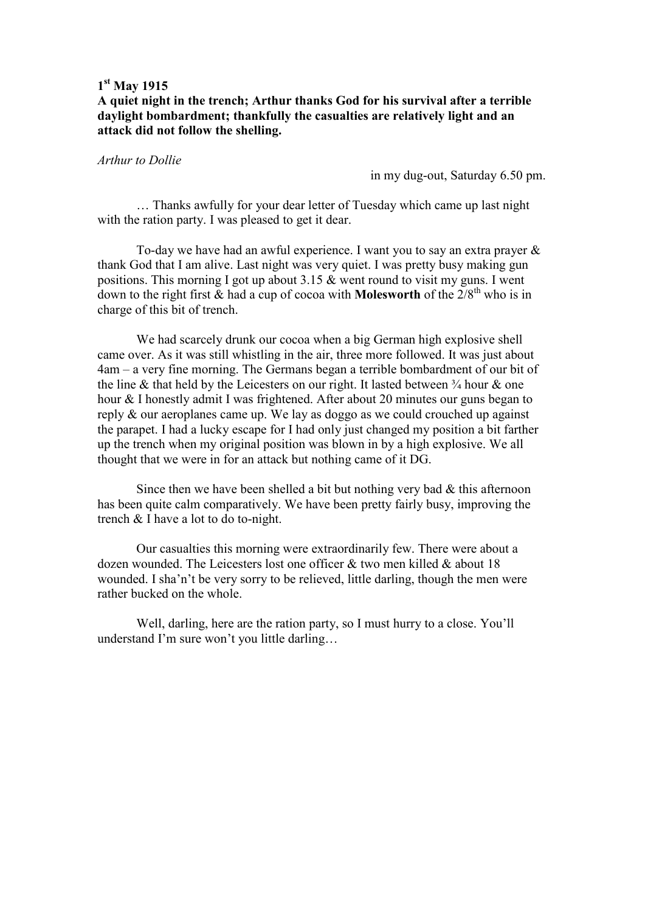**1st May 1915**
**A quiet night in the trench; Arthur thanks God for his survival after a terrible daylight bombardment; thankfully the casualties are relatively light and an attack did not follow the shelling.**

*Arthur to Dollie*

in my dug-out, Saturday 6.50 pm.

… Thanks awfully for your dear letter of Tuesday which came up last night with the ration party. I was pleased to get it dear.

To-day we have had an awful experience. I want you to say an extra prayer & thank God that I am alive. Last night was very quiet. I was pretty busy making gun positions. This morning I got up about 3.15 & went round to visit my guns. I went down to the right first & had a cup of cocoa with **Molesworth** of the 2/8th who is in charge of this bit of trench.

We had scarcely drunk our cocoa when a big German high explosive shell came over. As it was still whistling in the air, three more followed. It was just about 4am – a very fine morning. The Germans began a terrible bombardment of our bit of the line & that held by the Leicesters on our right. It lasted between ¾ hour & one hour & I honestly admit I was frightened. After about 20 minutes our guns began to reply & our aeroplanes came up. We lay as doggo as we could crouched up against the parapet. I had a lucky escape for I had only just changed my position a bit farther up the trench when my original position was blown in by a high explosive. We all thought that we were in for an attack but nothing came of it DG.

Since then we have been shelled a bit but nothing very bad & this afternoon has been quite calm comparatively. We have been pretty fairly busy, improving the trench & I have a lot to do to-night.

Our casualties this morning were extraordinarily few. There were about a dozen wounded. The Leicesters lost one officer & two men killed & about 18 wounded. I sha'n't be very sorry to be relieved, little darling, though the men were rather bucked on the whole.

Well, darling, here are the ration party, so I must hurry to a close. You'll understand I'm sure won't you little darling…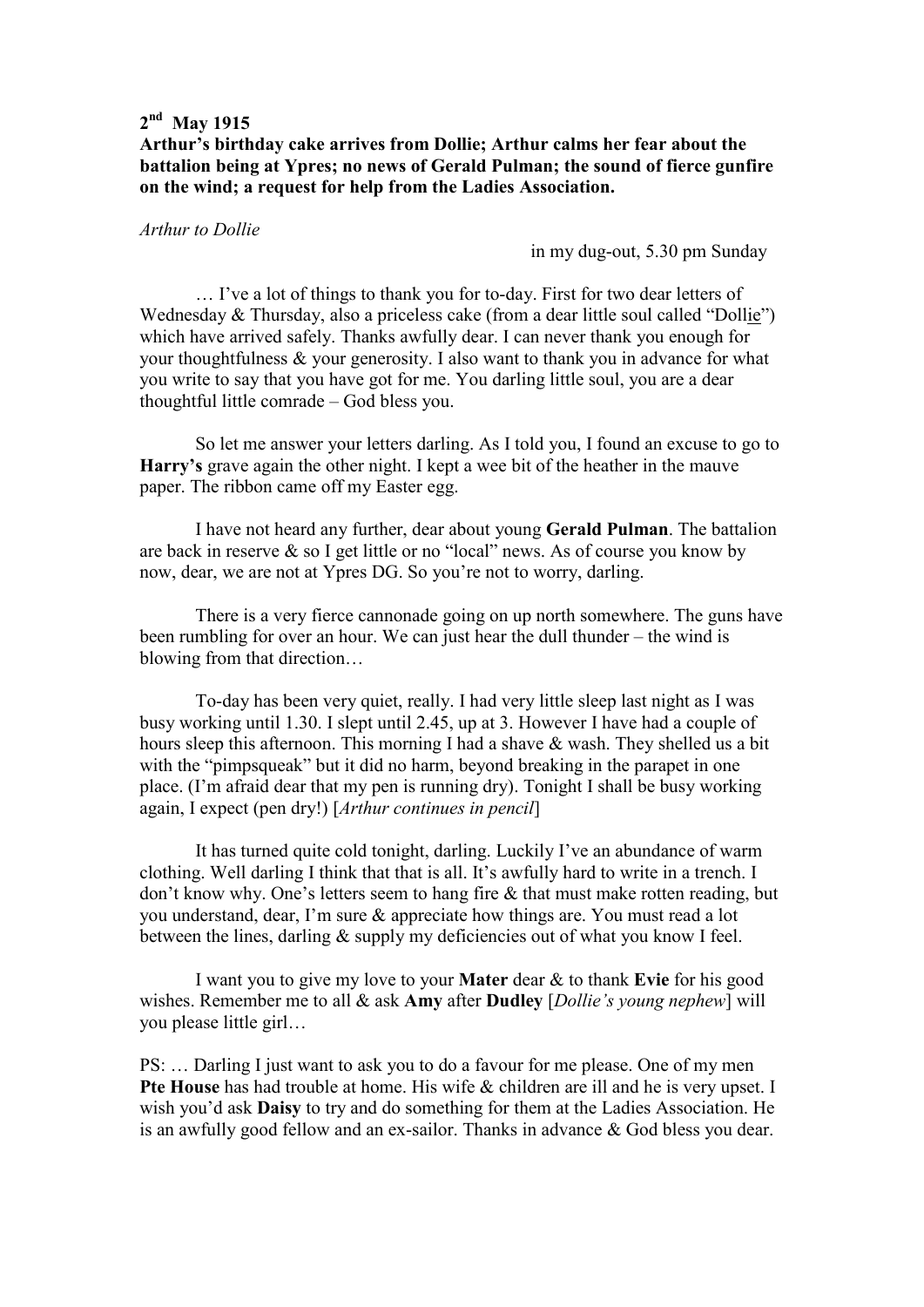**2[nd] May 1915**

**Arthur's birthday cake arrives from Dollie; Arthur calms her fear about the battalion being at Ypres; no news of Gerald Pulman; the sound of fierce gunfire on the wind; a request for help from the Ladies Association.**

*Arthur to Dollie*

in my dug-out, 5.30 pm Sunday

… I've a lot of things to thank you for to-day. First for two dear letters of Wednesday & Thursday, also a priceless cake (from a dear little soul called "Dollie") which have arrived safely. Thanks awfully dear. I can never thank you enough for your thoughtfulness & your generosity. I also want to thank you in advance for what you write to say that you have got for me. You darling little soul, you are a dear thoughtful little comrade – God bless you.

So let me answer your letters darling. As I told you, I found an excuse to go to **Harry's** grave again the other night. I kept a wee bit of the heather in the mauve paper. The ribbon came off my Easter egg.

I have not heard any further, dear about young **Gerald Pulman**. The battalion are back in reserve & so I get little or no "local" news. As of course you know by now, dear, we are not at Ypres DG. So you're not to worry, darling.

There is a very fierce cannonade going on up north somewhere. The guns have been rumbling for over an hour. We can just hear the dull thunder – the wind is blowing from that direction…

To-day has been very quiet, really. I had very little sleep last night as I was busy working until 1.30. I slept until 2.45, up at 3. However I have had a couple of hours sleep this afternoon. This morning I had a shave & wash. They shelled us a bit with the "pimpsqueak" but it did no harm, beyond breaking in the parapet in one place. (I'm afraid dear that my pen is running dry). Tonight I shall be busy working again, I expect (pen dry!) [*Arthur continues in pencil*]

It has turned quite cold tonight, darling. Luckily I've an abundance of warm clothing. Well darling I think that that is all. It's awfully hard to write in a trench. I don't know why. One's letters seem to hang fire & that must make rotten reading, but you understand, dear, I'm sure & appreciate how things are. You must read a lot between the lines, darling & supply my deficiencies out of what you know I feel.

I want you to give my love to your **Mater** dear & to thank **Evie** for his good wishes. Remember me to all & ask **Amy** after **Dudley** [*Dollie's young nephew*] will you please little girl…

PS: … Darling I just want to ask you to do a favour for me please. One of my men **Pte House** has had trouble at home. His wife & children are ill and he is very upset. I wish you'd ask **Daisy** to try and do something for them at the Ladies Association. He is an awfully good fellow and an ex-sailor. Thanks in advance & God bless you dear.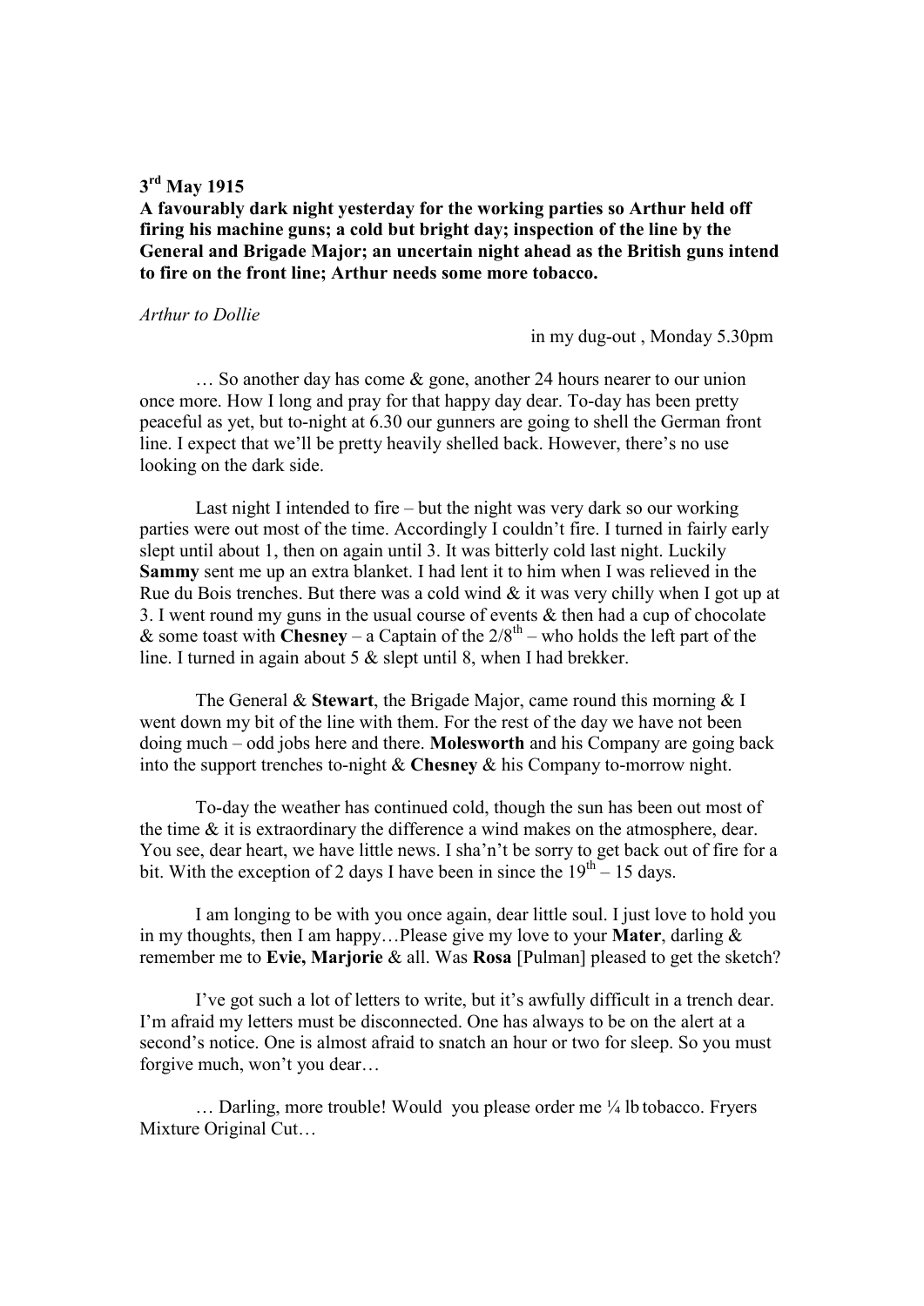**3rd May 1915**

**A favourably dark night yesterday for the working parties so Arthur held off firing his machine guns; a cold but bright day; inspection of the line by the General and Brigade Major; an uncertain night ahead as the British guns intend to fire on the front line; Arthur needs some more tobacco.**

*Arthur to Dollie*

in my dug-out , Monday 5.30pm

… So another day has come & gone, another 24 hours nearer to our union once more. How I long and pray for that happy day dear. To-day has been pretty peaceful as yet, but to-night at 6.30 our gunners are going to shell the German front line. I expect that we'll be pretty heavily shelled back. However, there's no use looking on the dark side.

Last night I intended to fire – but the night was very dark so our working parties were out most of the time. Accordingly I couldn't fire. I turned in fairly early slept until about 1, then on again until 3. It was bitterly cold last night. Luckily **Sammy** sent me up an extra blanket. I had lent it to him when I was relieved in the Rue du Bois trenches. But there was a cold wind & it was very chilly when I got up at 3. I went round my guns in the usual course of events & then had a cup of chocolate & some toast with **Chesney** – a Captain of the 2/8th – who holds the left part of the line. I turned in again about 5 & slept until 8, when I had brekker.

The General & **Stewart**, the Brigade Major, came round this morning & I went down my bit of the line with them. For the rest of the day we have not been doing much – odd jobs here and there. **Molesworth** and his Company are going back into the support trenches to-night & **Chesney** & his Company to-morrow night.

To-day the weather has continued cold, though the sun has been out most of the time & it is extraordinary the difference a wind makes on the atmosphere, dear. You see, dear heart, we have little news. I sha'n't be sorry to get back out of fire for a bit. With the exception of 2 days I have been in since the 19th – 15 days.

I am longing to be with you once again, dear little soul. I just love to hold you in my thoughts, then I am happy…Please give my love to your **Mater**, darling & remember me to **Evie, Marjorie** & all. Was **Rosa** [Pulman] pleased to get the sketch?

I've got such a lot of letters to write, but it's awfully difficult in a trench dear. I'm afraid my letters must be disconnected. One has always to be on the alert at a second's notice. One is almost afraid to snatch an hour or two for sleep. So you must forgive much, won't you dear…

… Darling, more trouble! Would you please order me ¼ lb tobacco. Fryers Mixture Original Cut…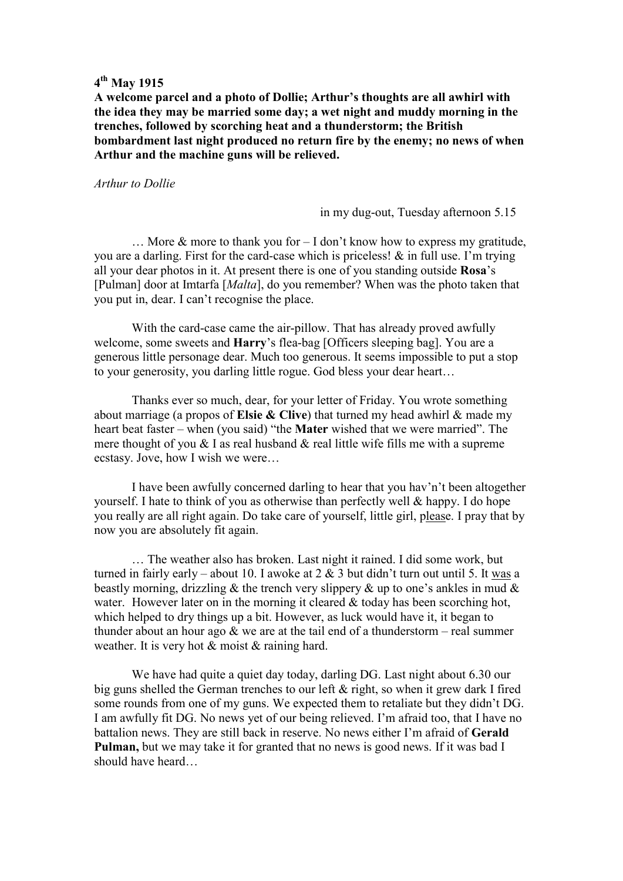**4th May 1915**

**A welcome parcel and a photo of Dollie; Arthur's thoughts are all awhirl with the idea they may be married some day; a wet night and muddy morning in the trenches, followed by scorching heat and a thunderstorm; the British bombardment last night produced no return fire by the enemy; no news of when Arthur and the machine guns will be relieved.**

*Arthur to Dollie*

in my dug-out, Tuesday afternoon 5.15

… More & more to thank you for – I don't know how to express my gratitude, you are a darling. First for the card-case which is priceless! & in full use. I'm trying all your dear photos in it. At present there is one of you standing outside **Rosa**'s [Pulman] door at Imtarfa [*Malta*], do you remember? When was the photo taken that you put in, dear. I can't recognise the place.

With the card-case came the air-pillow. That has already proved awfully welcome, some sweets and **Harry**'s flea-bag [Officers sleeping bag]. You are a generous little personage dear. Much too generous. It seems impossible to put a stop to your generosity, you darling little rogue. God bless your dear heart…

Thanks ever so much, dear, for your letter of Friday. You wrote something about marriage (a propos of **Elsie & Clive**) that turned my head awhirl & made my heart beat faster – when (you said) "the **Mater** wished that we were married". The mere thought of you & I as real husband & real little wife fills me with a supreme ecstasy. Jove, how I wish we were…

I have been awfully concerned darling to hear that you hav'n't been altogether yourself. I hate to think of you as otherwise than perfectly well & happy. I do hope you really are all right again. Do take care of yourself, little girl, please. I pray that by now you are absolutely fit again.

… The weather also has broken. Last night it rained. I did some work, but turned in fairly early – about 10. I awoke at 2 & 3 but didn't turn out until 5. It was a beastly morning, drizzling & the trench very slippery & up to one's ankles in mud & water. However later on in the morning it cleared & today has been scorching hot, which helped to dry things up a bit. However, as luck would have it, it began to thunder about an hour ago & we are at the tail end of a thunderstorm – real summer weather. It is very hot & moist & raining hard.

We have had quite a quiet day today, darling DG. Last night about 6.30 our big guns shelled the German trenches to our left & right, so when it grew dark I fired some rounds from one of my guns. We expected them to retaliate but they didn't DG. I am awfully fit DG. No news yet of our being relieved. I'm afraid too, that I have no battalion news. They are still back in reserve. No news either I'm afraid of **Gerald Pulman,** but we may take it for granted that no news is good news. If it was bad I should have heard…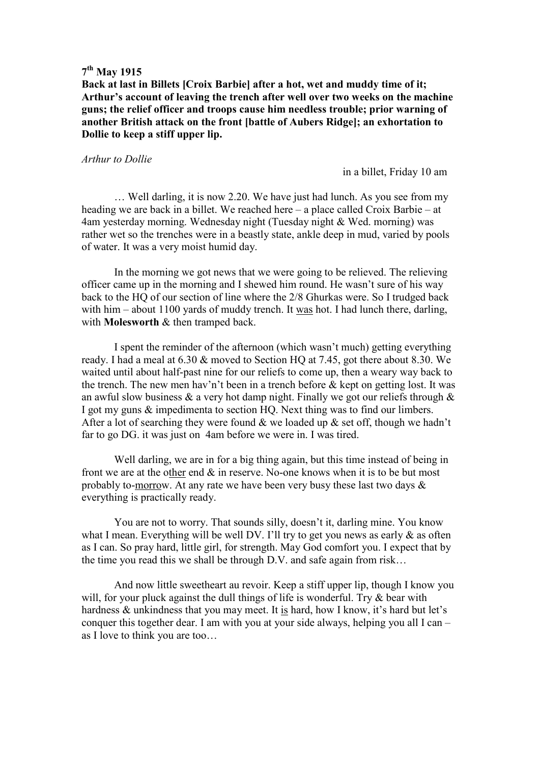**7th May 1915**

**Back at last in Billets [Croix Barbie] after a hot, wet and muddy time of it; Arthur's account of leaving the trench after well over two weeks on the machine guns; the relief officer and troops cause him needless trouble; prior warning of another British attack on the front [battle of Aubers Ridge]; an exhortation to Dollie to keep a stiff upper lip.**

*Arthur to Dollie*

in a billet, Friday 10 am

… Well darling, it is now 2.20. We have just had lunch. As you see from my heading we are back in a billet. We reached here – a place called Croix Barbie – at 4am yesterday morning. Wednesday night (Tuesday night & Wed. morning) was rather wet so the trenches were in a beastly state, ankle deep in mud, varied by pools of water. It was a very moist humid day.

In the morning we got news that we were going to be relieved. The relieving officer came up in the morning and I shewed him round. He wasn't sure of his way back to the HQ of our section of line where the 2/8 Ghurkas were. So I trudged back with him – about 1100 yards of muddy trench. It was hot. I had lunch there, darling, with **Molesworth** & then tramped back.

I spent the reminder of the afternoon (which wasn't much) getting everything ready. I had a meal at 6.30 & moved to Section HQ at 7.45, got there about 8.30. We waited until about half-past nine for our reliefs to come up, then a weary way back to the trench. The new men hav'n't been in a trench before & kept on getting lost. It was an awful slow business & a very hot damp night. Finally we got our reliefs through & I got my guns & impedimenta to section HQ. Next thing was to find our limbers. After a lot of searching they were found & we loaded up & set off, though we hadn't far to go DG. it was just on 4am before we were in. I was tired.

Well darling, we are in for a big thing again, but this time instead of being in front we are at the other end & in reserve. No-one knows when it is to be but most probably to-morrow. At any rate we have been very busy these last two days & everything is practically ready.

You are not to worry. That sounds silly, doesn't it, darling mine. You know what I mean. Everything will be well DV. I'll try to get you news as early & as often as I can. So pray hard, little girl, for strength. May God comfort you. I expect that by the time you read this we shall be through D.V. and safe again from risk…

And now little sweetheart au revoir. Keep a stiff upper lip, though I know you will, for your pluck against the dull things of life is wonderful. Try & bear with hardness & unkindness that you may meet. It is hard, how I know, it's hard but let's conquer this together dear. I am with you at your side always, helping you all I can – as I love to think you are too…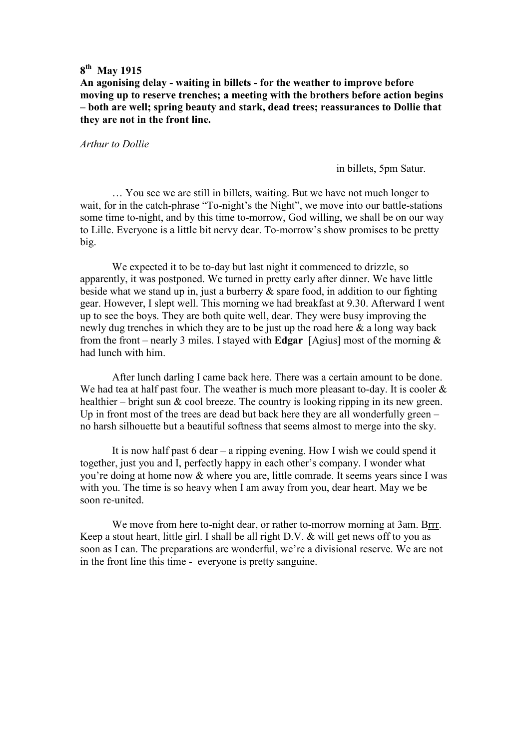**8th May 1915**

**An agonising delay - waiting in billets - for the weather to improve before moving up to reserve trenches; a meeting with the brothers before action begins – both are well; spring beauty and stark, dead trees; reassurances to Dollie that they are not in the front line.**

*Arthur to Dollie*

in billets, 5pm Satur.

… You see we are still in billets, waiting. But we have not much longer to wait, for in the catch-phrase "To-night's the Night", we move into our battle-stations some time to-night, and by this time to-morrow, God willing, we shall be on our way to Lille. Everyone is a little bit nervy dear. To-morrow's show promises to be pretty big.

We expected it to be to-day but last night it commenced to drizzle, so apparently, it was postponed. We turned in pretty early after dinner. We have little beside what we stand up in, just a burberry & spare food, in addition to our fighting gear. However, I slept well. This morning we had breakfast at 9.30. Afterward I went up to see the boys. They are both quite well, dear. They were busy improving the newly dug trenches in which they are to be just up the road here & a long way back from the front – nearly 3 miles. I stayed with **Edgar** [Agius] most of the morning & had lunch with him.

After lunch darling I came back here. There was a certain amount to be done. We had tea at half past four. The weather is much more pleasant to-day. It is cooler & healthier – bright sun & cool breeze. The country is looking ripping in its new green. Up in front most of the trees are dead but back here they are all wonderfully green – no harsh silhouette but a beautiful softness that seems almost to merge into the sky.

It is now half past 6 dear – a ripping evening. How I wish we could spend it together, just you and I, perfectly happy in each other's company. I wonder what you're doing at home now & where you are, little comrade. It seems years since I was with you. The time is so heavy when I am away from you, dear heart. May we be soon re-united.

We move from here to-night dear, or rather to-morrow morning at 3am. Brrr. Keep a stout heart, little girl. I shall be all right D.V. & will get news off to you as soon as I can. The preparations are wonderful, we're a divisional reserve. We are not in the front line this time - everyone is pretty sanguine.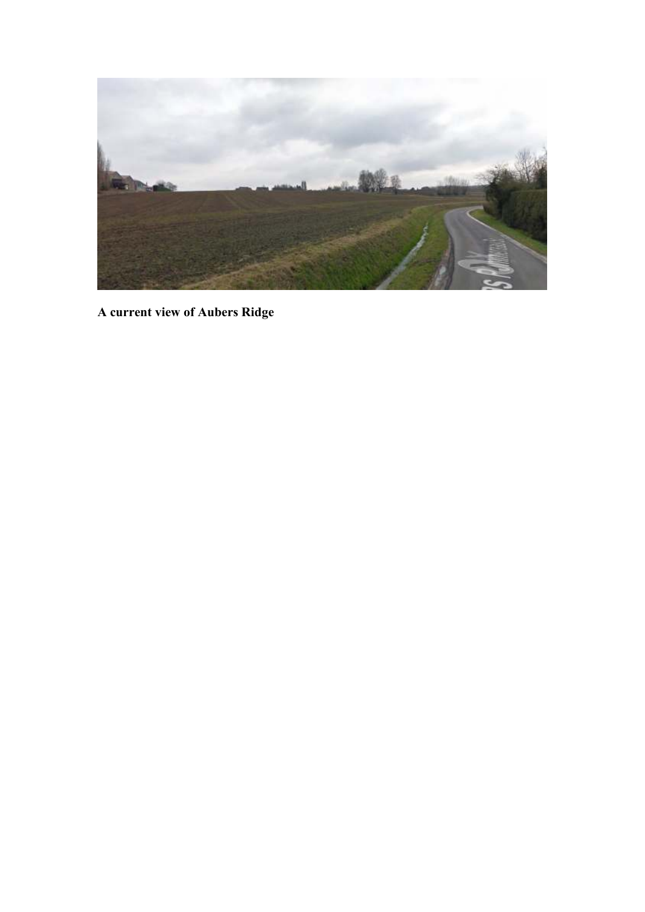**A current view of Aubers Ridge**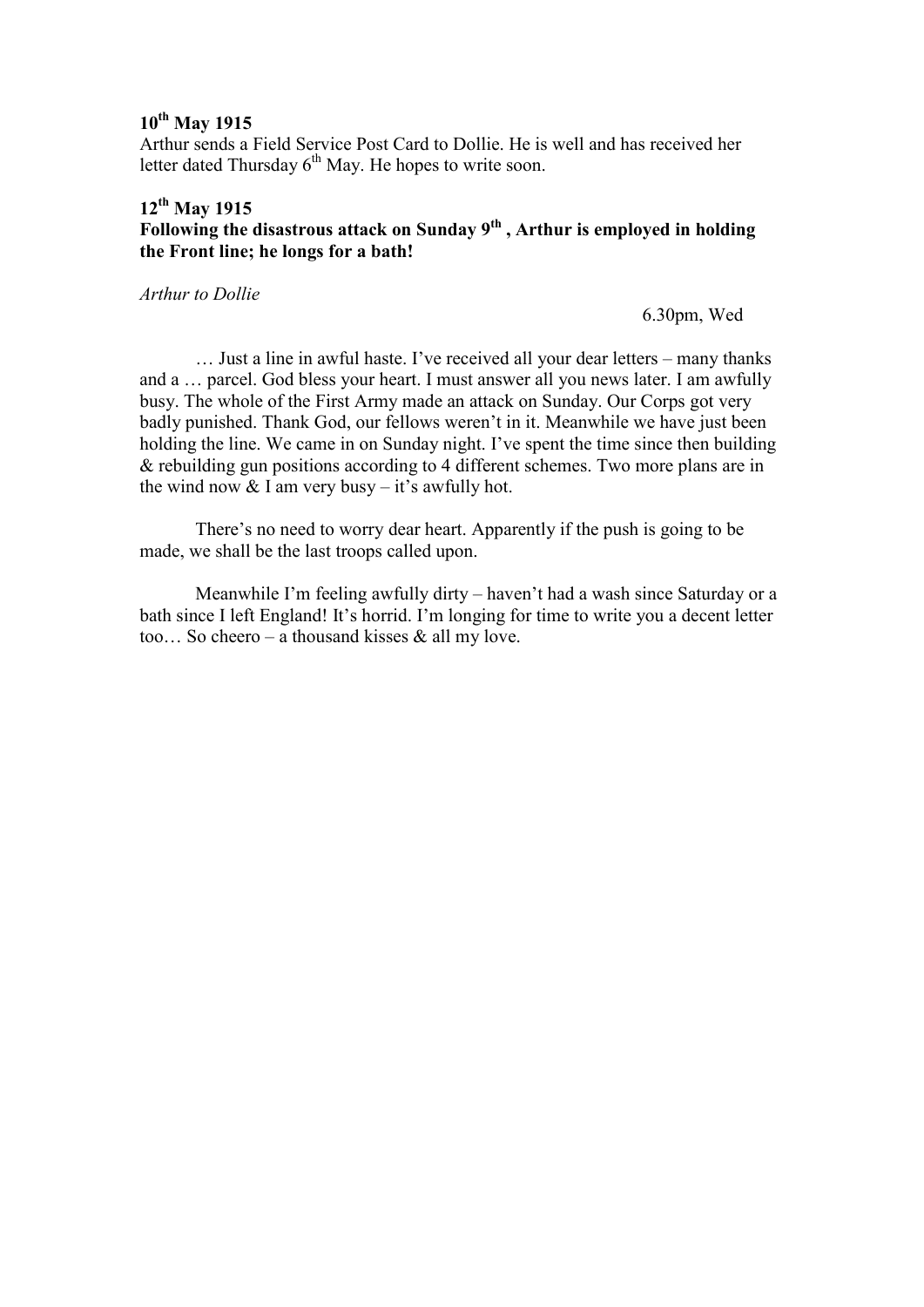**10th May 1915**

Arthur sends a Field Service Post Card to Dollie. He is well and has received her letter dated Thursday 6th May. He hopes to write soon.

**12th May 1915**

**Following the disastrous attack on Sunday 9th, Arthur is employed in holding the Front line; he longs for a bath!**

*Arthur to Dollie*

6.30pm, Wed

… Just a line in awful haste. I've received all your dear letters – many thanks and a … parcel. God bless your heart. I must answer all you news later. I am awfully busy. The whole of the First Army made an attack on Sunday. Our Corps got very badly punished. Thank God, our fellows weren't in it. Meanwhile we have just been holding the line. We came in on Sunday night. I've spent the time since then building & rebuilding gun positions according to 4 different schemes. Two more plans are in the wind now & I am very busy – it's awfully hot.

There's no need to worry dear heart. Apparently if the push is going to be made, we shall be the last troops called upon.

Meanwhile I'm feeling awfully dirty – haven't had a wash since Saturday or a bath since I left England! It's horrid. I'm longing for time to write you a decent letter too… So cheero – a thousand kisses & all my love.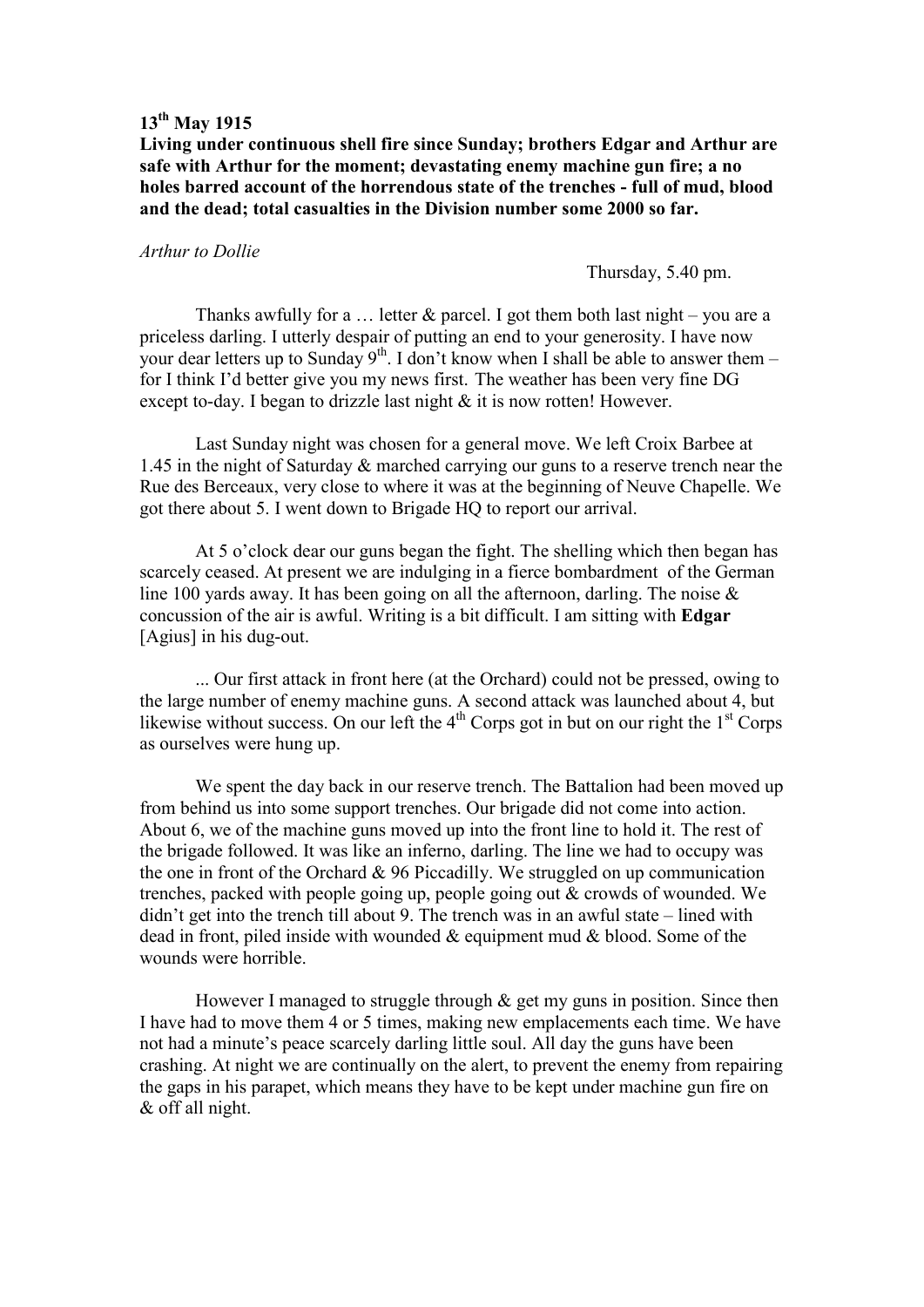**13th May 1915**

**Living under continuous shell fire since Sunday; brothers Edgar and Arthur are safe with Arthur for the moment; devastating enemy machine gun fire; a no holes barred account of the horrendous state of the trenches - full of mud, blood and the dead; total casualties in the Division number some 2000 so far.**

*Arthur to Dollie*

Thursday, 5.40 pm.

Thanks awfully for a … letter & parcel. I got them both last night – you are a priceless darling. I utterly despair of putting an end to your generosity. I have now your dear letters up to Sunday 9th. I don't know when I shall be able to answer them – for I think I'd better give you my news first. The weather has been very fine DG except to-day. I began to drizzle last night & it is now rotten! However.

Last Sunday night was chosen for a general move. We left Croix Barbee at 1.45 in the night of Saturday & marched carrying our guns to a reserve trench near the Rue des Berceaux, very close to where it was at the beginning of Neuve Chapelle. We got there about 5. I went down to Brigade HQ to report our arrival.

At 5 o'clock dear our guns began the fight. The shelling which then began has scarcely ceased. At present we are indulging in a fierce bombardment of the German line 100 yards away. It has been going on all the afternoon, darling. The noise & concussion of the air is awful. Writing is a bit difficult. I am sitting with **Edgar** [Agius] in his dug-out.

... Our first attack in front here (at the Orchard) could not be pressed, owing to the large number of enemy machine guns. A second attack was launched about 4, but likewise without success. On our left the 4th Corps got in but on our right the 1st Corps as ourselves were hung up.

We spent the day back in our reserve trench. The Battalion had been moved up from behind us into some support trenches. Our brigade did not come into action. About 6, we of the machine guns moved up into the front line to hold it. The rest of the brigade followed. It was like an inferno, darling. The line we had to occupy was the one in front of the Orchard & 96 Piccadilly. We struggled on up communication trenches, packed with people going up, people going out & crowds of wounded. We didn't get into the trench till about 9. The trench was in an awful state – lined with dead in front, piled inside with wounded & equipment mud & blood. Some of the wounds were horrible.

However I managed to struggle through & get my guns in position. Since then I have had to move them 4 or 5 times, making new emplacements each time. We have not had a minute's peace scarcely darling little soul. All day the guns have been crashing. At night we are continually on the alert, to prevent the enemy from repairing the gaps in his parapet, which means they have to be kept under machine gun fire on & off all night.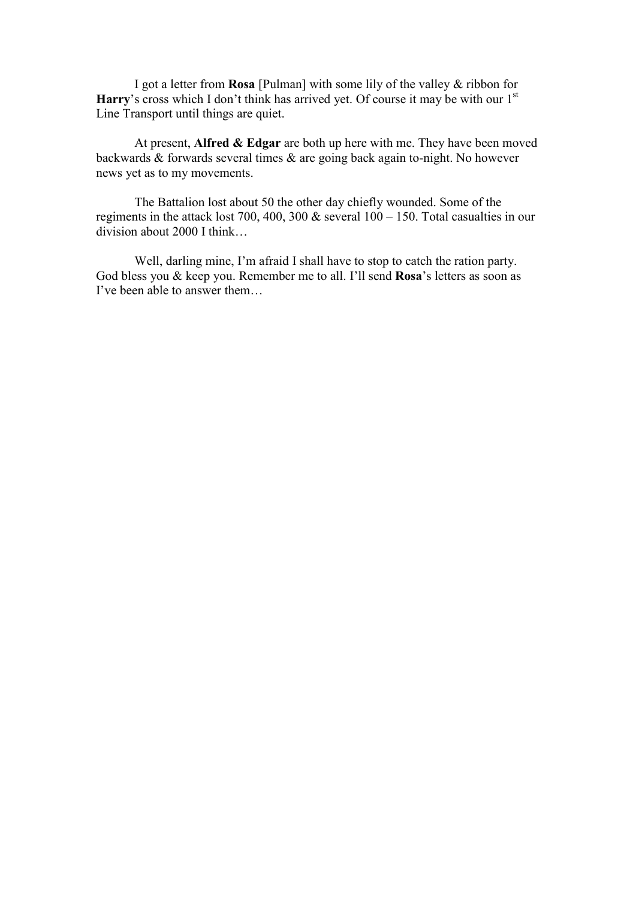I got a letter from **Rosa** [Pulman] with some lily of the valley & ribbon for **Harry**'s cross which I don't think has arrived yet. Of course it may be with our 1st Line Transport until things are quiet.

At present, **Alfred & Edgar** are both up here with me. They have been moved backwards & forwards several times & are going back again to-night. No however news yet as to my movements.

The Battalion lost about 50 the other day chiefly wounded. Some of the regiments in the attack lost 700, 400, 300 & several 100 – 150. Total casualties in our division about 2000 I think…

Well, darling mine, I'm afraid I shall have to stop to catch the ration party. God bless you & keep you. Remember me to all. I'll send **Rosa**'s letters as soon as I've been able to answer them…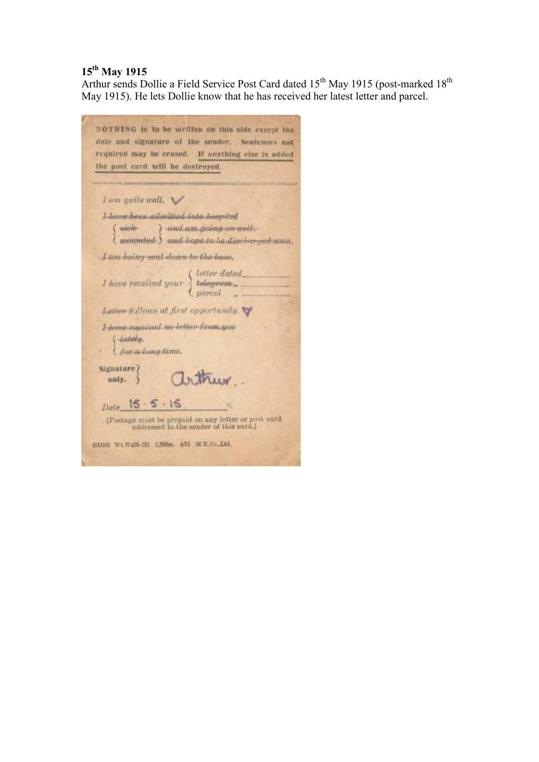## 15th May 1915

Arthur sends Dollie a Field Service Post Card dated 15th May 1915 (post-marked 18th May 1915). He lets Dollie know that he has received her latest letter and parcel.

NOTHING is to be written on this side except the date and signature of the sender. Sentences not required may be erased. If anything else is added the post card will be destroyed.

*I am quite well.* ✓

~~*I have been admitted into hospital*~~

~~*sick*~~ ~~*and am going on well.*~~

~~*wounded*~~ ~~*and hope to be discharged soon.*~~

~~*I am being sent down to the base.*~~

*I have received your* *letter dated* ______ ~~*telegram*~~ ______ *parcel* ______

~~*Letter follows at first opportunity.*~~ ✓

~~*I have received no letter from you*~~

~~*lately.*~~

~~*for a long time.*~~

Signature only. Arthur.

*Date* 15 · 5 · 15

[Postage must be prepaid on any letter or post card addressed to the sender of this card.]

(35550) Wt.W438-321 1,500m. 4/15 M.R.Co.,Ltd.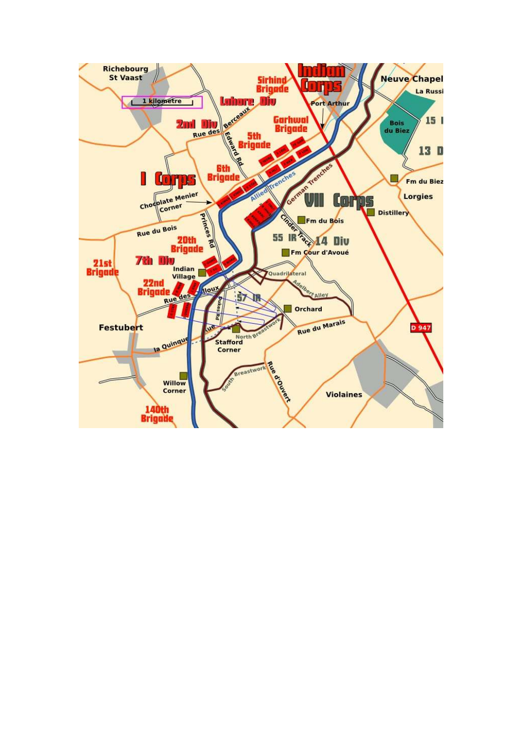Richebourg St Vaast

1 kilometre

Indian Corps

Sirhind Brigade

Lahore Div

Neuve Chapel

La Russi

Port Arthur

2nd Div

Rue des Berceaux

Garhwal Brigade

5th Brigade

Bois du Biez

15

13 D

Edward Rd

6th Brigade

I Corps

Fm du Biez

Lorgies

Allied Trenches

German Trenches

Chocolate Menier Corner

VII Corps

Distillery

Fm du Bois

Rue du Bois

Princes Rd

Cinder Track

55 IR

14 Div

20th Brigade

Fm Cour d'Avoué

21st Brigade

7th Div

Indian Village

Quadrilateral

22nd Brigade

Rue des Cailloux

Adelbert Alley

57 IR

Dukes Rd

Orchard

Festubert

Rue du Marais

D 947

North Breastwork

la Quinque Rue

Stafford Corner

South Breastwork

Rue d'Ouvert

Willow Corner

Violaines

140th Brigade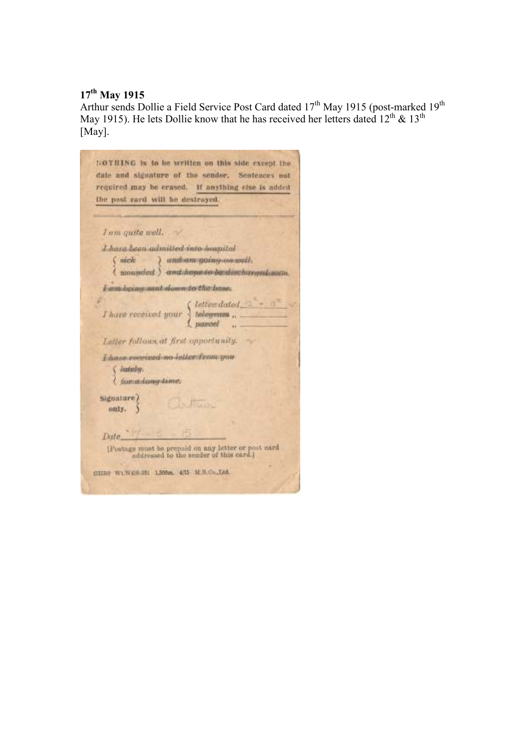**17th May 1915**

Arthur sends Dollie a Field Service Post Card dated 17th May 1915 (post-marked 19th May 1915). He lets Dollie know that he has received her letters dated 12th & 13th [May].

NOTHING is to be written on this side except the date and signature of the sender. Sentences not required may be erased. If anything else is added the post card will be destroyed.

*I am quite well.*

~~*I have been admitted into hospital*~~
~~*sick*~~ ~~*and am going on well.*~~
~~*wounded*~~ ~~*and hope to be discharged soon.*~~

~~*I am being sent down to the base.*~~

*I have received your* *letter dated* 12th - 13th
~~*telegram*~~ ,,
~~*parcel*~~ ,,

*Letter follows at first opportunity.*

~~*I have received no letter from you*~~
~~*lately.*~~
~~*for a long time.*~~

Signature only. Arthur

*Date* 17 - 5 - 15

[Postage must be prepaid on any letter or post card addressed to the sender of this card.]

(25550) Wt.W438-591 1,500m. 4/15 M.R.Co.,Ltd.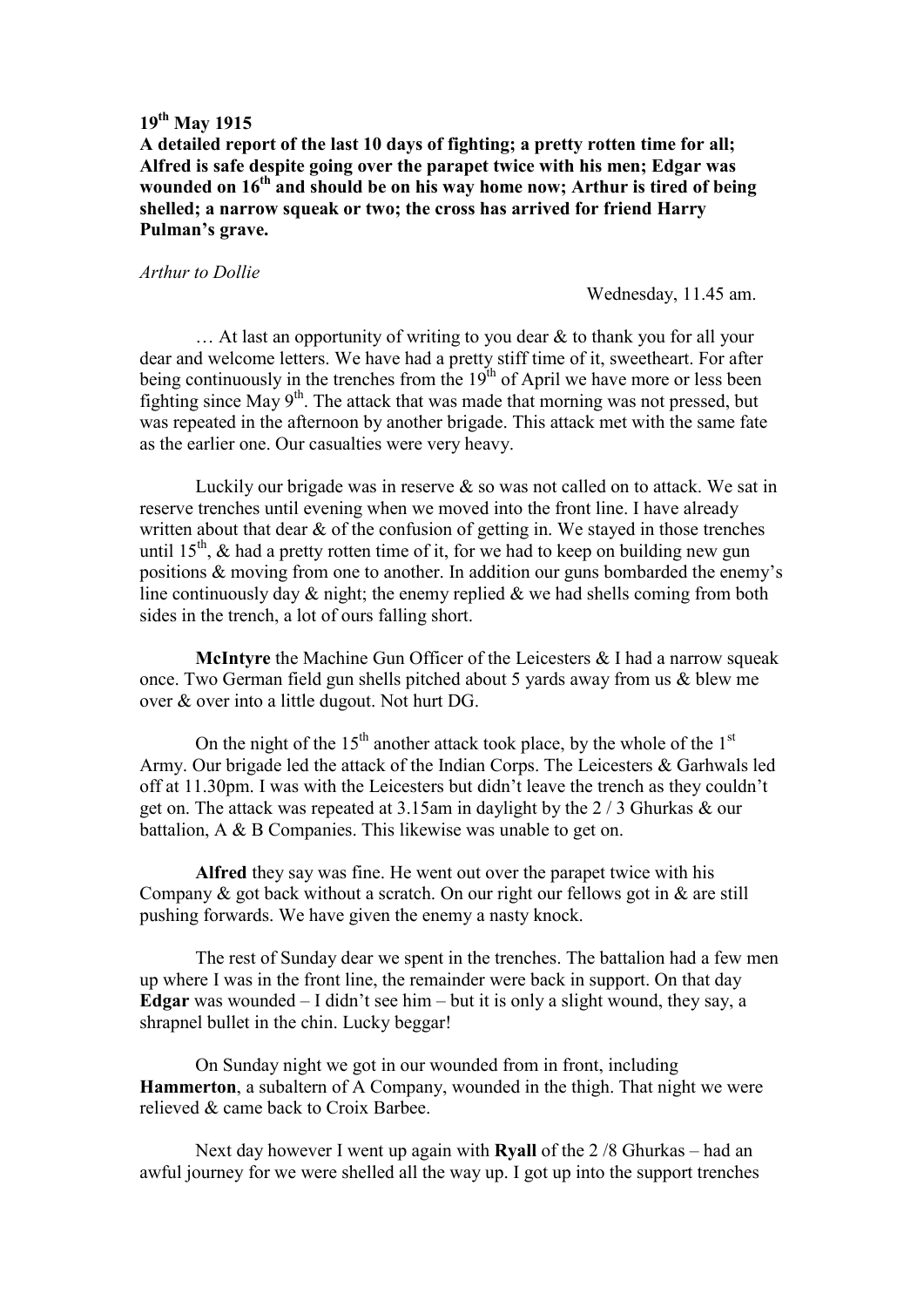**19th May 1915**
**A detailed report of the last 10 days of fighting; a pretty rotten time for all; Alfred is safe despite going over the parapet twice with his men; Edgar was wounded on 16th and should be on his way home now; Arthur is tired of being shelled; a narrow squeak or two; the cross has arrived for friend Harry Pulman's grave.**

*Arthur to Dollie*

Wednesday, 11.45 am.

… At last an opportunity of writing to you dear & to thank you for all your dear and welcome letters. We have had a pretty stiff time of it, sweetheart. For after being continuously in the trenches from the 19th of April we have more or less been fighting since May 9th. The attack that was made that morning was not pressed, but was repeated in the afternoon by another brigade. This attack met with the same fate as the earlier one. Our casualties were very heavy.

Luckily our brigade was in reserve & so was not called on to attack. We sat in reserve trenches until evening when we moved into the front line. I have already written about that dear & of the confusion of getting in. We stayed in those trenches until 15th, & had a pretty rotten time of it, for we had to keep on building new gun positions & moving from one to another. In addition our guns bombarded the enemy's line continuously day & night; the enemy replied & we had shells coming from both sides in the trench, a lot of ours falling short.

**McIntyre** the Machine Gun Officer of the Leicesters & I had a narrow squeak once. Two German field gun shells pitched about 5 yards away from us & blew me over & over into a little dugout. Not hurt DG.

On the night of the 15th another attack took place, by the whole of the 1st Army. Our brigade led the attack of the Indian Corps. The Leicesters & Garhwals led off at 11.30pm. I was with the Leicesters but didn't leave the trench as they couldn't get on. The attack was repeated at 3.15am in daylight by the 2 / 3 Ghurkas & our battalion, A & B Companies. This likewise was unable to get on.

**Alfred** they say was fine. He went out over the parapet twice with his Company & got back without a scratch. On our right our fellows got in & are still pushing forwards. We have given the enemy a nasty knock.

The rest of Sunday dear we spent in the trenches. The battalion had a few men up where I was in the front line, the remainder were back in support. On that day **Edgar** was wounded – I didn't see him – but it is only a slight wound, they say, a shrapnel bullet in the chin. Lucky beggar!

On Sunday night we got in our wounded from in front, including **Hammerton**, a subaltern of A Company, wounded in the thigh. That night we were relieved & came back to Croix Barbee.

Next day however I went up again with **Ryall** of the 2 /8 Ghurkas – had an awful journey for we were shelled all the way up. I got up into the support trenches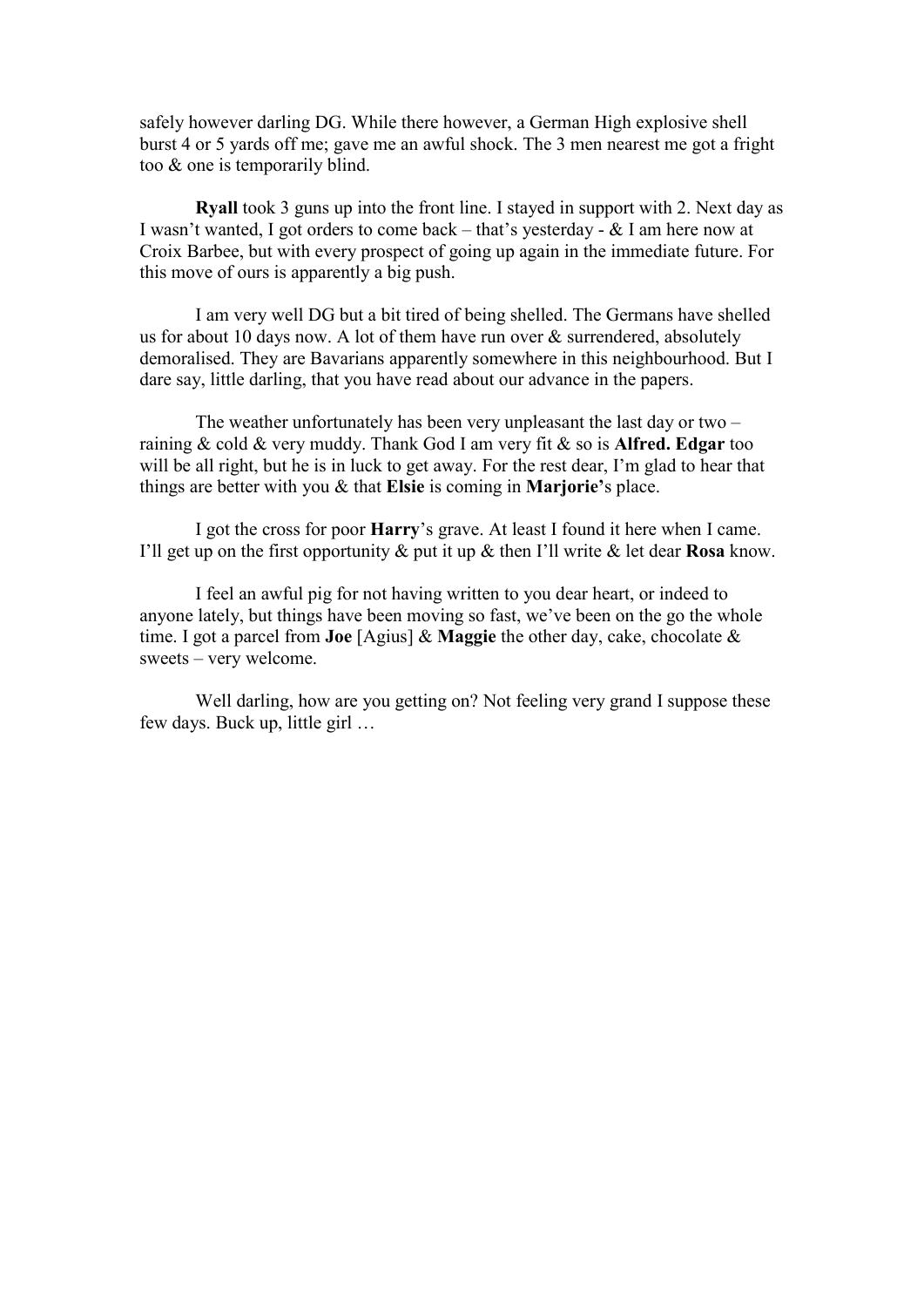safely however darling DG. While there however, a German High explosive shell burst 4 or 5 yards off me; gave me an awful shock. The 3 men nearest me got a fright too & one is temporarily blind.

**Ryall** took 3 guns up into the front line. I stayed in support with 2. Next day as I wasn't wanted, I got orders to come back – that's yesterday - & I am here now at Croix Barbee, but with every prospect of going up again in the immediate future. For this move of ours is apparently a big push.

I am very well DG but a bit tired of being shelled. The Germans have shelled us for about 10 days now. A lot of them have run over & surrendered, absolutely demoralised. They are Bavarians apparently somewhere in this neighbourhood. But I dare say, little darling, that you have read about our advance in the papers.

The weather unfortunately has been very unpleasant the last day or two – raining & cold & very muddy. Thank God I am very fit & so is **Alfred. Edgar** too will be all right, but he is in luck to get away. For the rest dear, I'm glad to hear that things are better with you & that **Elsie** is coming in **Marjorie'**s place.

I got the cross for poor **Harry**'s grave. At least I found it here when I came. I'll get up on the first opportunity & put it up & then I'll write & let dear **Rosa** know.

I feel an awful pig for not having written to you dear heart, or indeed to anyone lately, but things have been moving so fast, we've been on the go the whole time. I got a parcel from **Joe** [Agius] & **Maggie** the other day, cake, chocolate & sweets – very welcome.

Well darling, how are you getting on? Not feeling very grand I suppose these few days. Buck up, little girl …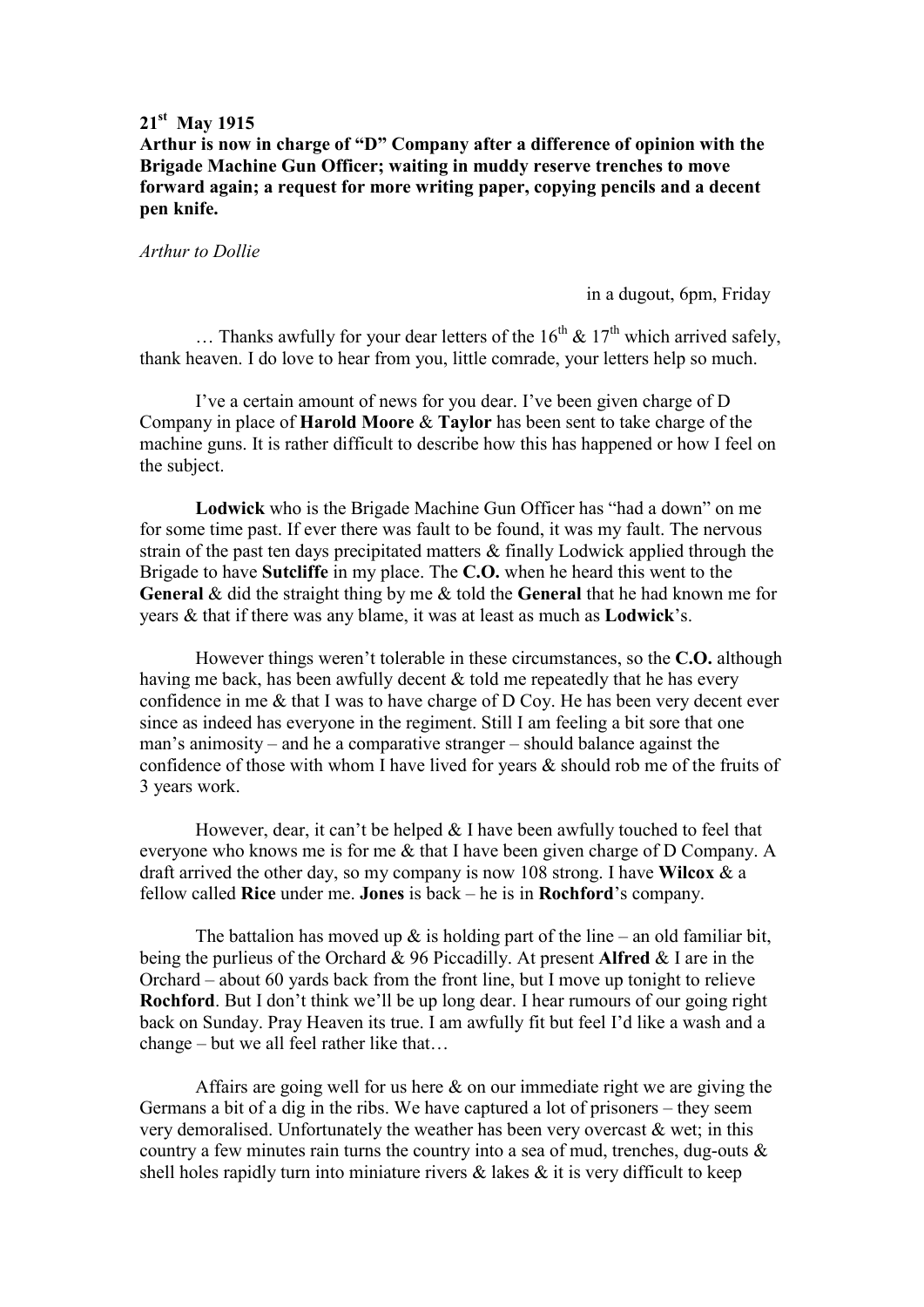**21st May 1915**

**Arthur is now in charge of "D" Company after a difference of opinion with the Brigade Machine Gun Officer; waiting in muddy reserve trenches to move forward again; a request for more writing paper, copying pencils and a decent pen knife.**

*Arthur to Dollie*

in a dugout, 6pm, Friday

… Thanks awfully for your dear letters of the 16th & 17th which arrived safely, thank heaven. I do love to hear from you, little comrade, your letters help so much.

I've a certain amount of news for you dear. I've been given charge of D Company in place of **Harold Moore** & **Taylor** has been sent to take charge of the machine guns. It is rather difficult to describe how this has happened or how I feel on the subject.

**Lodwick** who is the Brigade Machine Gun Officer has "had a down" on me for some time past. If ever there was fault to be found, it was my fault. The nervous strain of the past ten days precipitated matters & finally Lodwick applied through the Brigade to have **Sutcliffe** in my place. The **C.O.** when he heard this went to the **General** & did the straight thing by me & told the **General** that he had known me for years & that if there was any blame, it was at least as much as **Lodwick**'s.

However things weren't tolerable in these circumstances, so the **C.O.** although having me back, has been awfully decent & told me repeatedly that he has every confidence in me & that I was to have charge of D Coy. He has been very decent ever since as indeed has everyone in the regiment. Still I am feeling a bit sore that one man's animosity – and he a comparative stranger – should balance against the confidence of those with whom I have lived for years & should rob me of the fruits of 3 years work.

However, dear, it can't be helped & I have been awfully touched to feel that everyone who knows me is for me & that I have been given charge of D Company. A draft arrived the other day, so my company is now 108 strong. I have **Wilcox** & a fellow called **Rice** under me. **Jones** is back – he is in **Rochford**'s company.

The battalion has moved up & is holding part of the line – an old familiar bit, being the purlieus of the Orchard & 96 Piccadilly. At present **Alfred** & I are in the Orchard – about 60 yards back from the front line, but I move up tonight to relieve **Rochford**. But I don't think we'll be up long dear. I hear rumours of our going right back on Sunday. Pray Heaven its true. I am awfully fit but feel I'd like a wash and a change – but we all feel rather like that…

Affairs are going well for us here & on our immediate right we are giving the Germans a bit of a dig in the ribs. We have captured a lot of prisoners – they seem very demoralised. Unfortunately the weather has been very overcast & wet; in this country a few minutes rain turns the country into a sea of mud, trenches, dug-outs & shell holes rapidly turn into miniature rivers & lakes & it is very difficult to keep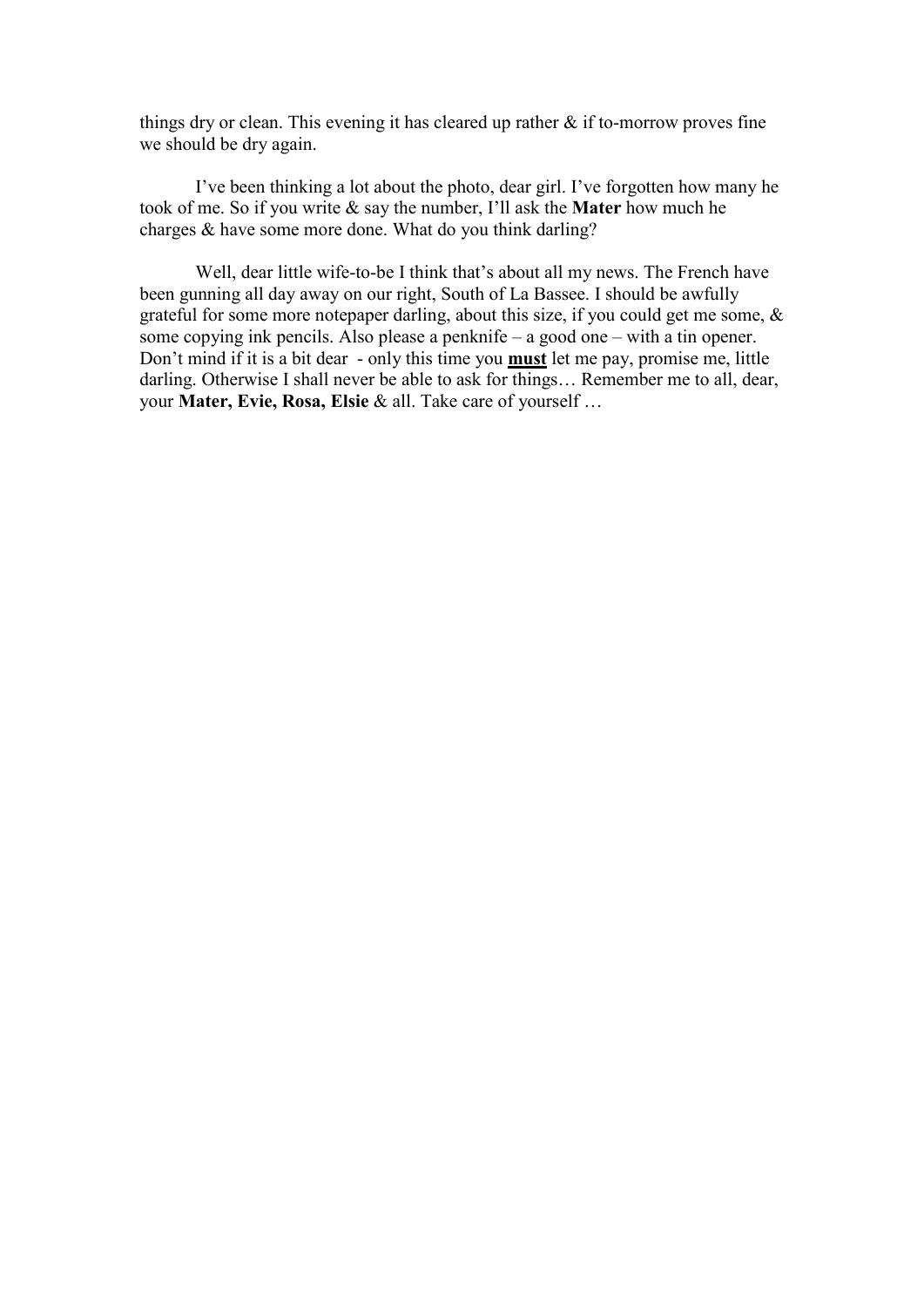things dry or clean. This evening it has cleared up rather & if to-morrow proves fine we should be dry again.

I've been thinking a lot about the photo, dear girl. I've forgotten how many he took of me. So if you write & say the number, I'll ask the **Mater** how much he charges & have some more done. What do you think darling?

Well, dear little wife-to-be I think that's about all my news. The French have been gunning all day away on our right, South of La Bassee. I should be awfully grateful for some more notepaper darling, about this size, if you could get me some, & some copying ink pencils. Also please a penknife – a good one – with a tin opener. Don't mind if it is a bit dear - only this time you <u>**must**</u> let me pay, promise me, little darling. Otherwise I shall never be able to ask for things… Remember me to all, dear, your **Mater, Evie, Rosa, Elsie** & all. Take care of yourself …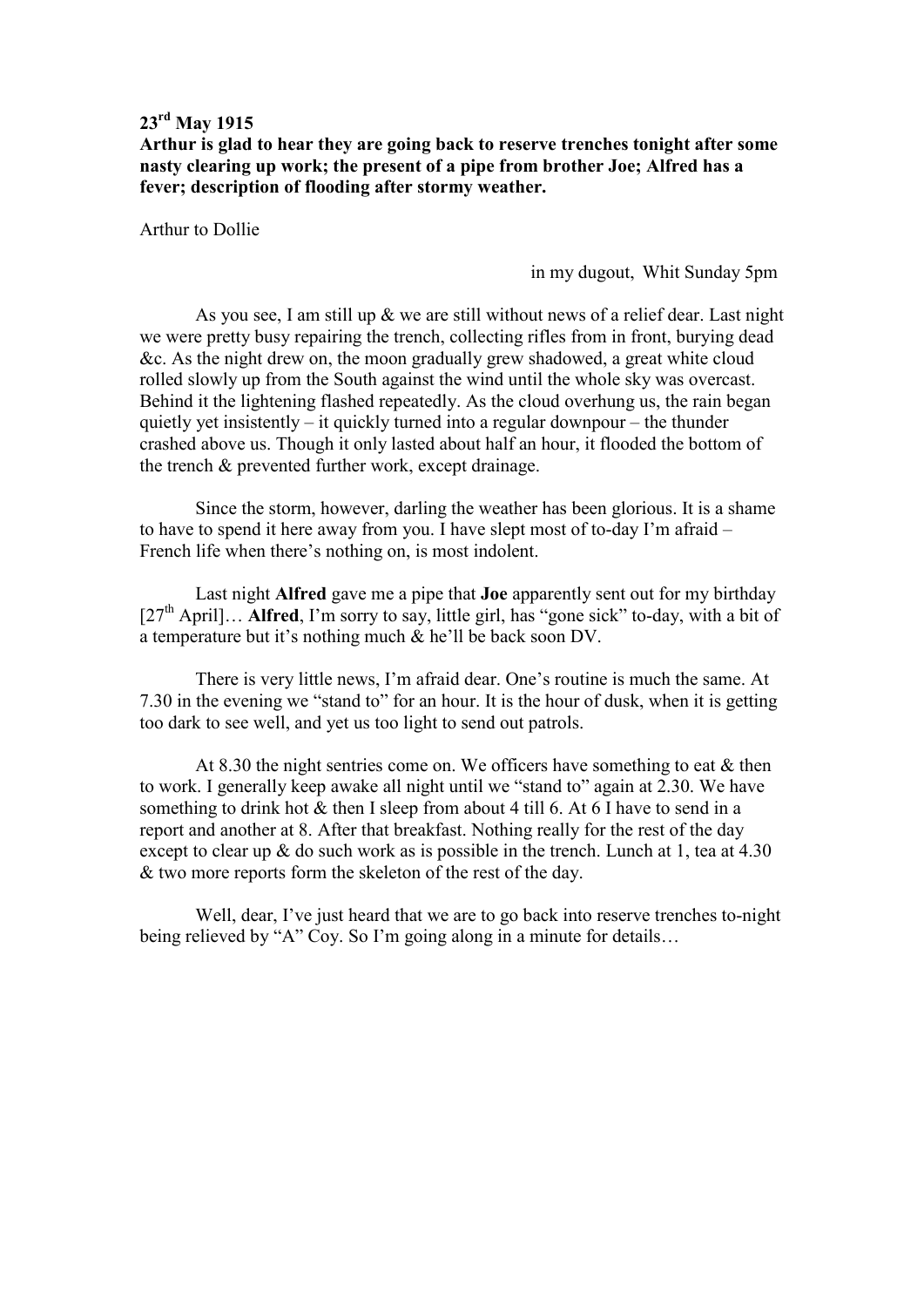**23rd May 1915**

**Arthur is glad to hear they are going back to reserve trenches tonight after some nasty clearing up work; the present of a pipe from brother Joe; Alfred has a fever; description of flooding after stormy weather.**

Arthur to Dollie

in my dugout, Whit Sunday 5pm

As you see, I am still up & we are still without news of a relief dear. Last night we were pretty busy repairing the trench, collecting rifles from in front, burying dead &c. As the night drew on, the moon gradually grew shadowed, a great white cloud rolled slowly up from the South against the wind until the whole sky was overcast. Behind it the lightening flashed repeatedly. As the cloud overhung us, the rain began quietly yet insistently – it quickly turned into a regular downpour – the thunder crashed above us. Though it only lasted about half an hour, it flooded the bottom of the trench & prevented further work, except drainage.

Since the storm, however, darling the weather has been glorious. It is a shame to have to spend it here away from you. I have slept most of to-day I'm afraid – French life when there's nothing on, is most indolent.

Last night **Alfred** gave me a pipe that **Joe** apparently sent out for my birthday [27th April]… **Alfred**, I'm sorry to say, little girl, has "gone sick" to-day, with a bit of a temperature but it's nothing much & he'll be back soon DV.

There is very little news, I'm afraid dear. One's routine is much the same. At 7.30 in the evening we "stand to" for an hour. It is the hour of dusk, when it is getting too dark to see well, and yet us too light to send out patrols.

At 8.30 the night sentries come on. We officers have something to eat & then to work. I generally keep awake all night until we "stand to" again at 2.30. We have something to drink hot & then I sleep from about 4 till 6. At 6 I have to send in a report and another at 8. After that breakfast. Nothing really for the rest of the day except to clear up & do such work as is possible in the trench. Lunch at 1, tea at 4.30 & two more reports form the skeleton of the rest of the day.

Well, dear, I've just heard that we are to go back into reserve trenches to-night being relieved by "A" Coy. So I'm going along in a minute for details…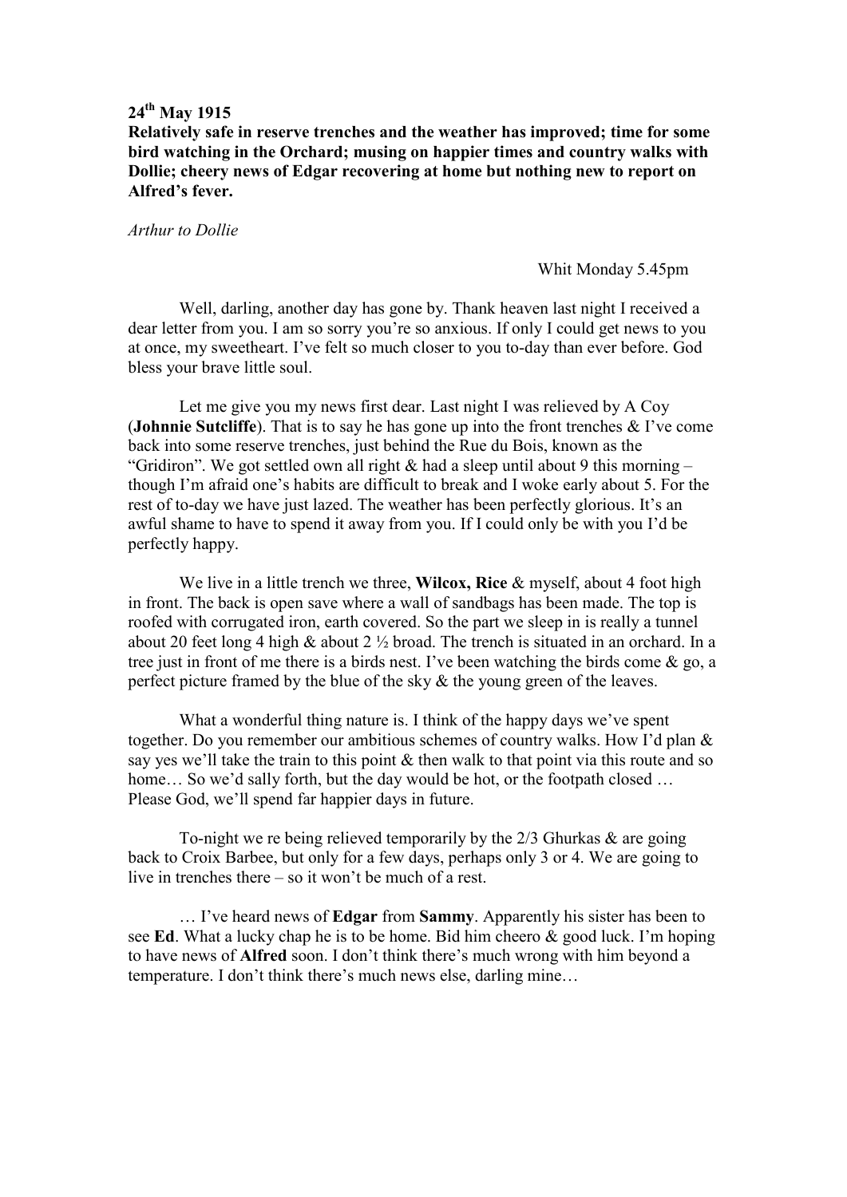**24th May 1915**
**Relatively safe in reserve trenches and the weather has improved; time for some bird watching in the Orchard; musing on happier times and country walks with Dollie; cheery news of Edgar recovering at home but nothing new to report on Alfred's fever.**

*Arthur to Dollie*

Whit Monday 5.45pm

Well, darling, another day has gone by. Thank heaven last night I received a dear letter from you. I am so sorry you're so anxious. If only I could get news to you at once, my sweetheart. I've felt so much closer to you to-day than ever before. God bless your brave little soul.

Let me give you my news first dear. Last night I was relieved by A Coy (**Johnnie Sutcliffe**). That is to say he has gone up into the front trenches & I've come back into some reserve trenches, just behind the Rue du Bois, known as the "Gridiron". We got settled own all right & had a sleep until about 9 this morning – though I'm afraid one's habits are difficult to break and I woke early about 5. For the rest of to-day we have just lazed. The weather has been perfectly glorious. It's an awful shame to have to spend it away from you. If I could only be with you I'd be perfectly happy.

We live in a little trench we three, **Wilcox, Rice** & myself, about 4 foot high in front. The back is open save where a wall of sandbags has been made. The top is roofed with corrugated iron, earth covered. So the part we sleep in is really a tunnel about 20 feet long 4 high & about 2 ½ broad. The trench is situated in an orchard. In a tree just in front of me there is a birds nest. I've been watching the birds come & go, a perfect picture framed by the blue of the sky & the young green of the leaves.

What a wonderful thing nature is. I think of the happy days we've spent together. Do you remember our ambitious schemes of country walks. How I'd plan & say yes we'll take the train to this point & then walk to that point via this route and so home… So we'd sally forth, but the day would be hot, or the footpath closed … Please God, we'll spend far happier days in future.

To-night we re being relieved temporarily by the 2/3 Ghurkas & are going back to Croix Barbee, but only for a few days, perhaps only 3 or 4. We are going to live in trenches there – so it won't be much of a rest.

… I've heard news of **Edgar** from **Sammy**. Apparently his sister has been to see **Ed**. What a lucky chap he is to be home. Bid him cheero & good luck. I'm hoping to have news of **Alfred** soon. I don't think there's much wrong with him beyond a temperature. I don't think there's much news else, darling mine…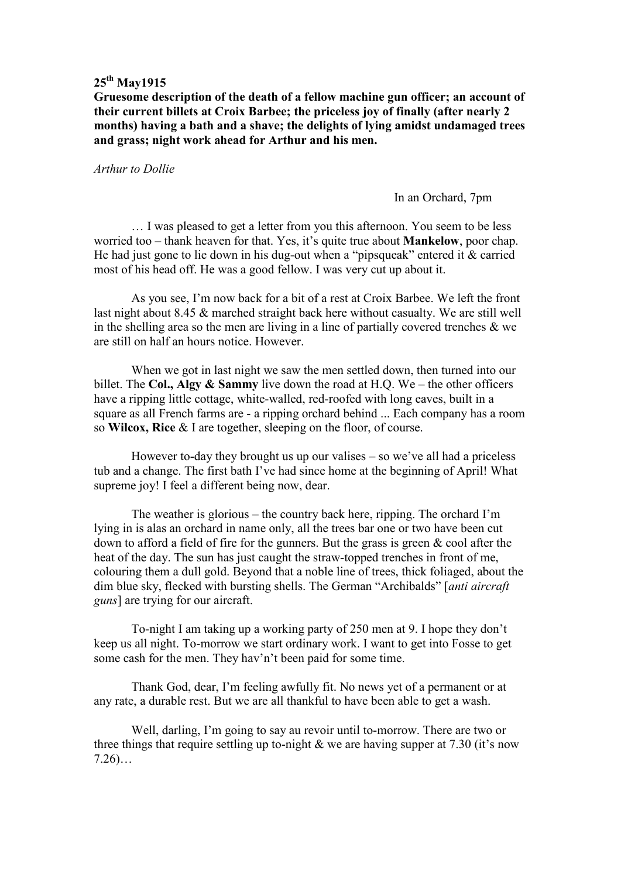**25th May1915**

**Gruesome description of the death of a fellow machine gun officer; an account of their current billets at Croix Barbee; the priceless joy of finally (after nearly 2 months) having a bath and a shave; the delights of lying amidst undamaged trees and grass; night work ahead for Arthur and his men.**

*Arthur to Dollie*

In an Orchard, 7pm

… I was pleased to get a letter from you this afternoon. You seem to be less worried too – thank heaven for that. Yes, it's quite true about **Mankelow**, poor chap. He had just gone to lie down in his dug-out when a "pipsqueak" entered it & carried most of his head off. He was a good fellow. I was very cut up about it.

As you see, I'm now back for a bit of a rest at Croix Barbee. We left the front last night about 8.45 & marched straight back here without casualty. We are still well in the shelling area so the men are living in a line of partially covered trenches & we are still on half an hours notice. However.

When we got in last night we saw the men settled down, then turned into our billet. The **Col., Algy & Sammy** live down the road at H.Q. We – the other officers have a ripping little cottage, white-walled, red-roofed with long eaves, built in a square as all French farms are - a ripping orchard behind ... Each company has a room so **Wilcox, Rice** & I are together, sleeping on the floor, of course.

However to-day they brought us up our valises – so we've all had a priceless tub and a change. The first bath I've had since home at the beginning of April! What supreme joy! I feel a different being now, dear.

The weather is glorious – the country back here, ripping. The orchard I'm lying in is alas an orchard in name only, all the trees bar one or two have been cut down to afford a field of fire for the gunners. But the grass is green & cool after the heat of the day. The sun has just caught the straw-topped trenches in front of me, colouring them a dull gold. Beyond that a noble line of trees, thick foliaged, about the dim blue sky, flecked with bursting shells. The German "Archibalds" [*anti aircraft guns*] are trying for our aircraft.

To-night I am taking up a working party of 250 men at 9. I hope they don't keep us all night. To-morrow we start ordinary work. I want to get into Fosse to get some cash for the men. They hav'n't been paid for some time.

Thank God, dear, I'm feeling awfully fit. No news yet of a permanent or at any rate, a durable rest. But we are all thankful to have been able to get a wash.

Well, darling, I'm going to say au revoir until to-morrow. There are two or three things that require settling up to-night & we are having supper at 7.30 (it's now 7.26)…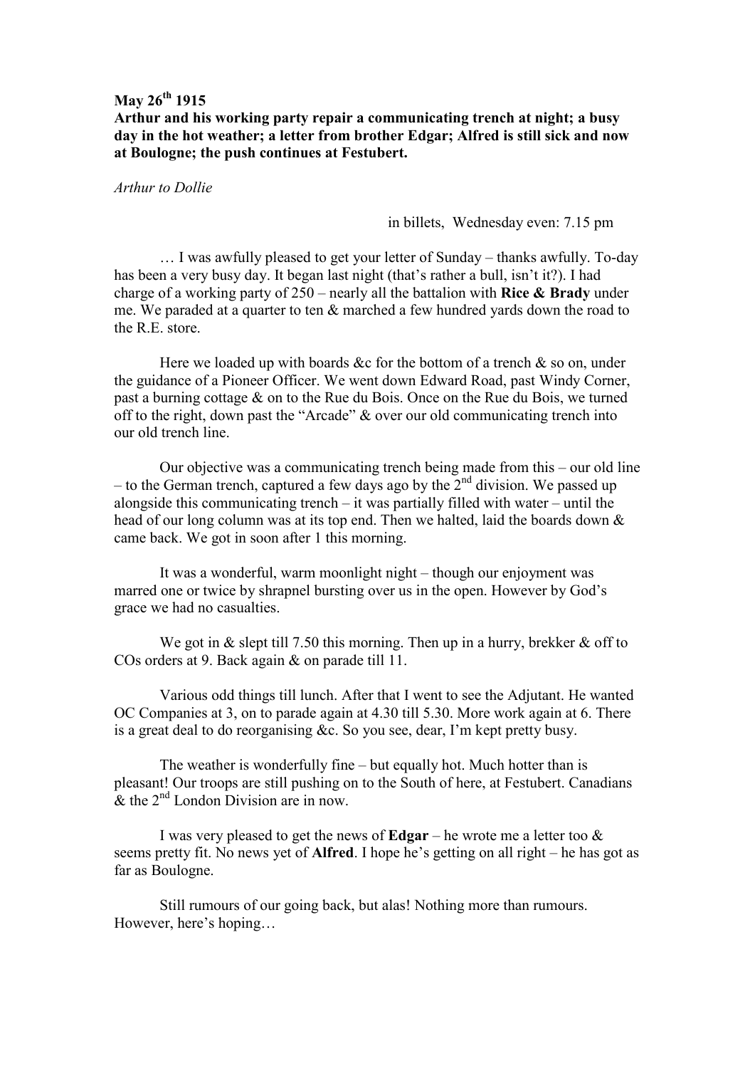**May 26th 1915**

**Arthur and his working party repair a communicating trench at night; a busy day in the hot weather; a letter from brother Edgar; Alfred is still sick and now at Boulogne; the push continues at Festubert.**

*Arthur to Dollie*

in billets, Wednesday even: 7.15 pm

… I was awfully pleased to get your letter of Sunday – thanks awfully. To-day has been a very busy day. It began last night (that's rather a bull, isn't it?). I had charge of a working party of 250 – nearly all the battalion with **Rice & Brady** under me. We paraded at a quarter to ten & marched a few hundred yards down the road to the R.E. store.

Here we loaded up with boards &c for the bottom of a trench & so on, under the guidance of a Pioneer Officer. We went down Edward Road, past Windy Corner, past a burning cottage & on to the Rue du Bois. Once on the Rue du Bois, we turned off to the right, down past the "Arcade" & over our old communicating trench into our old trench line.

Our objective was a communicating trench being made from this – our old line – to the German trench, captured a few days ago by the 2nd division. We passed up alongside this communicating trench – it was partially filled with water – until the head of our long column was at its top end. Then we halted, laid the boards down & came back. We got in soon after 1 this morning.

It was a wonderful, warm moonlight night – though our enjoyment was marred one or twice by shrapnel bursting over us in the open. However by God's grace we had no casualties.

We got in & slept till 7.50 this morning. Then up in a hurry, brekker & off to COs orders at 9. Back again & on parade till 11.

Various odd things till lunch. After that I went to see the Adjutant. He wanted OC Companies at 3, on to parade again at 4.30 till 5.30. More work again at 6. There is a great deal to do reorganising &c. So you see, dear, I'm kept pretty busy.

The weather is wonderfully fine – but equally hot. Much hotter than is pleasant! Our troops are still pushing on to the South of here, at Festubert. Canadians & the 2nd London Division are in now.

I was very pleased to get the news of **Edgar** – he wrote me a letter too & seems pretty fit. No news yet of **Alfred**. I hope he's getting on all right – he has got as far as Boulogne.

Still rumours of our going back, but alas! Nothing more than rumours. However, here's hoping…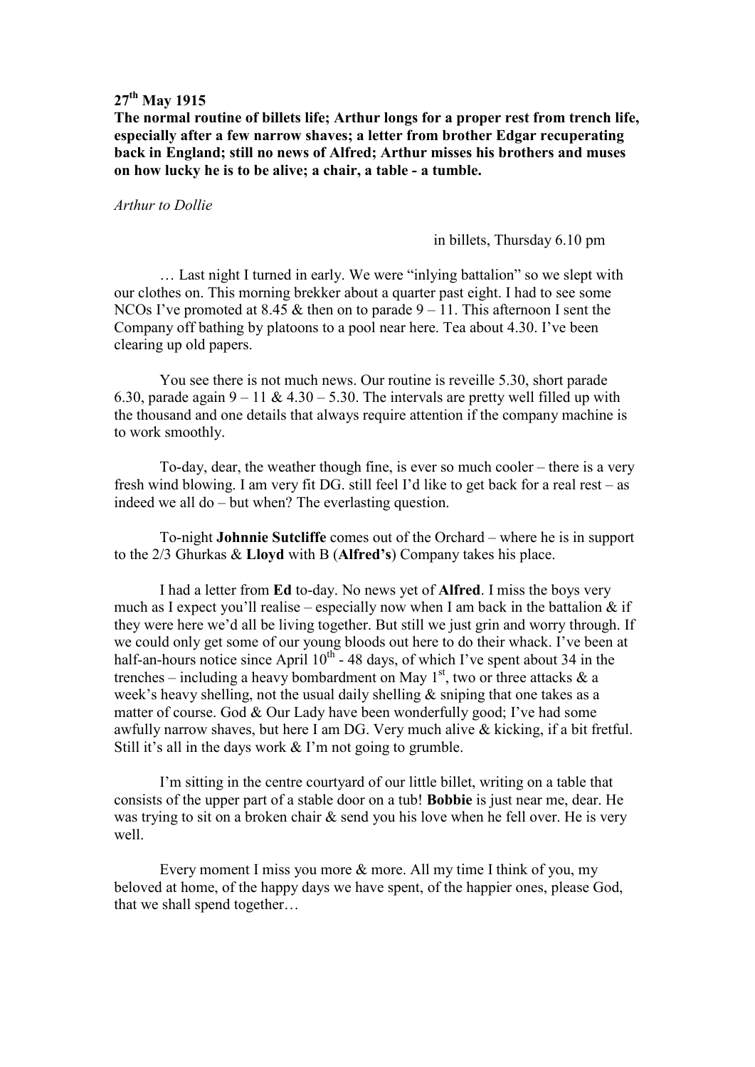**27th May 1915**

**The normal routine of billets life; Arthur longs for a proper rest from trench life, especially after a few narrow shaves; a letter from brother Edgar recuperating back in England; still no news of Alfred; Arthur misses his brothers and muses on how lucky he is to be alive; a chair, a table - a tumble.**

*Arthur to Dollie*

in billets, Thursday 6.10 pm

… Last night I turned in early. We were "inlying battalion" so we slept with our clothes on. This morning brekker about a quarter past eight. I had to see some NCOs I've promoted at 8.45 & then on to parade 9 – 11. This afternoon I sent the Company off bathing by platoons to a pool near here. Tea about 4.30. I've been clearing up old papers.

You see there is not much news. Our routine is reveille 5.30, short parade 6.30, parade again 9 – 11 & 4.30 – 5.30. The intervals are pretty well filled up with the thousand and one details that always require attention if the company machine is to work smoothly.

To-day, dear, the weather though fine, is ever so much cooler – there is a very fresh wind blowing. I am very fit DG. still feel I'd like to get back for a real rest – as indeed we all do – but when? The everlasting question.

To-night **Johnnie Sutcliffe** comes out of the Orchard – where he is in support to the 2/3 Ghurkas & **Lloyd** with B (**Alfred's**) Company takes his place.

I had a letter from **Ed** to-day. No news yet of **Alfred**. I miss the boys very much as I expect you'll realise – especially now when I am back in the battalion & if they were here we'd all be living together. But still we just grin and worry through. If we could only get some of our young bloods out here to do their whack. I've been at half-an-hours notice since April 10th - 48 days, of which I've spent about 34 in the trenches – including a heavy bombardment on May 1st, two or three attacks & a week's heavy shelling, not the usual daily shelling & sniping that one takes as a matter of course. God & Our Lady have been wonderfully good; I've had some awfully narrow shaves, but here I am DG. Very much alive & kicking, if a bit fretful. Still it's all in the days work & I'm not going to grumble.

I'm sitting in the centre courtyard of our little billet, writing on a table that consists of the upper part of a stable door on a tub! **Bobbie** is just near me, dear. He was trying to sit on a broken chair & send you his love when he fell over. He is very well.

Every moment I miss you more & more. All my time I think of you, my beloved at home, of the happy days we have spent, of the happier ones, please God, that we shall spend together…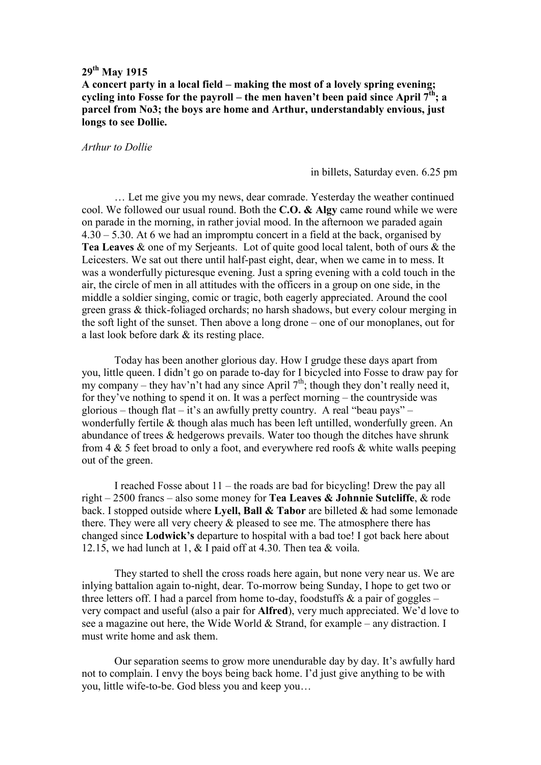**29th May 1915**

**A concert party in a local field – making the most of a lovely spring evening; cycling into Fosse for the payroll – the men haven't been paid since April 7th; a parcel from No3; the boys are home and Arthur, understandably envious, just longs to see Dollie.**

*Arthur to Dollie*

in billets, Saturday even. 6.25 pm

… Let me give you my news, dear comrade. Yesterday the weather continued cool. We followed our usual round. Both the **C.O. & Algy** came round while we were on parade in the morning, in rather jovial mood. In the afternoon we paraded again 4.30 – 5.30. At 6 we had an impromptu concert in a field at the back, organised by **Tea Leaves** & one of my Serjeants. Lot of quite good local talent, both of ours & the Leicesters. We sat out there until half-past eight, dear, when we came in to mess. It was a wonderfully picturesque evening. Just a spring evening with a cold touch in the air, the circle of men in all attitudes with the officers in a group on one side, in the middle a soldier singing, comic or tragic, both eagerly appreciated. Around the cool green grass & thick-foliaged orchards; no harsh shadows, but every colour merging in the soft light of the sunset. Then above a long drone – one of our monoplanes, out for a last look before dark & its resting place.

Today has been another glorious day. How I grudge these days apart from you, little queen. I didn't go on parade to-day for I bicycled into Fosse to draw pay for my company – they hav'n't had any since April 7th; though they don't really need it, for they've nothing to spend it on. It was a perfect morning – the countryside was glorious – though flat – it's an awfully pretty country. A real "beau pays" – wonderfully fertile & though alas much has been left untilled, wonderfully green. An abundance of trees & hedgerows prevails. Water too though the ditches have shrunk from 4 & 5 feet broad to only a foot, and everywhere red roofs & white walls peeping out of the green.

I reached Fosse about 11 – the roads are bad for bicycling! Drew the pay all right – 2500 francs – also some money for **Tea Leaves & Johnnie Sutcliffe**, & rode back. I stopped outside where **Lyell, Ball & Tabor** are billeted & had some lemonade there. They were all very cheery & pleased to see me. The atmosphere there has changed since **Lodwick's** departure to hospital with a bad toe! I got back here about 12.15, we had lunch at 1, & I paid off at 4.30. Then tea & voila.

They started to shell the cross roads here again, but none very near us. We are inlying battalion again to-night, dear. To-morrow being Sunday, I hope to get two or three letters off. I had a parcel from home to-day, foodstuffs & a pair of goggles – very compact and useful (also a pair for **Alfred**), very much appreciated. We'd love to see a magazine out here, the Wide World & Strand, for example – any distraction. I must write home and ask them.

Our separation seems to grow more unendurable day by day. It's awfully hard not to complain. I envy the boys being back home. I'd just give anything to be with you, little wife-to-be. God bless you and keep you…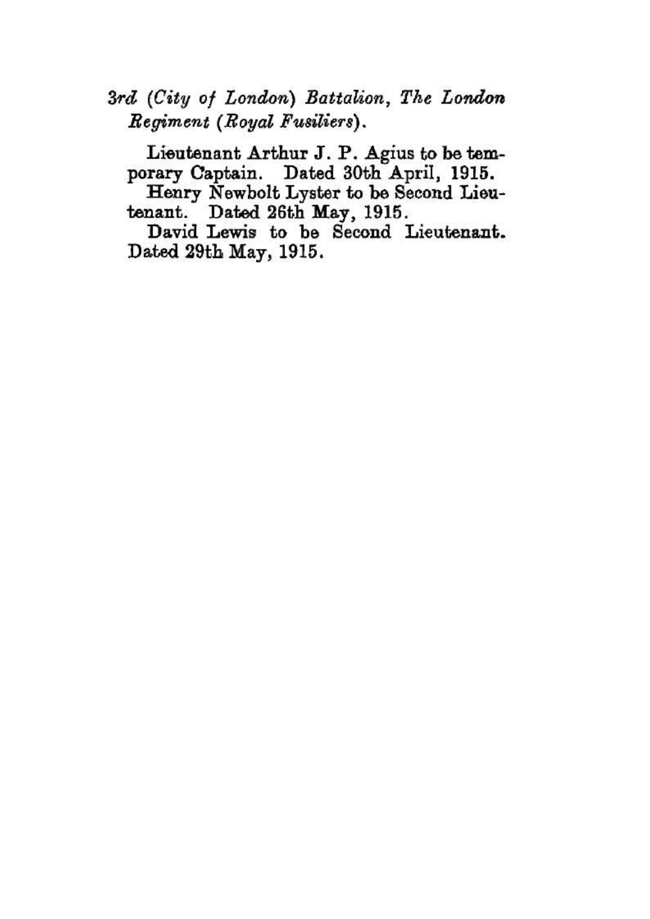*3rd (City of London) Battalion, The London Regiment (Royal Fusiliers).*

Lieutenant Arthur J. P. Agius to be temporary Captain. Dated 30th April, 1915.

Henry Newbolt Lyster to be Second Lieutenant. Dated 26th May, 1915.

David Lewis to be Second Lieutenant. Dated 29th May, 1915.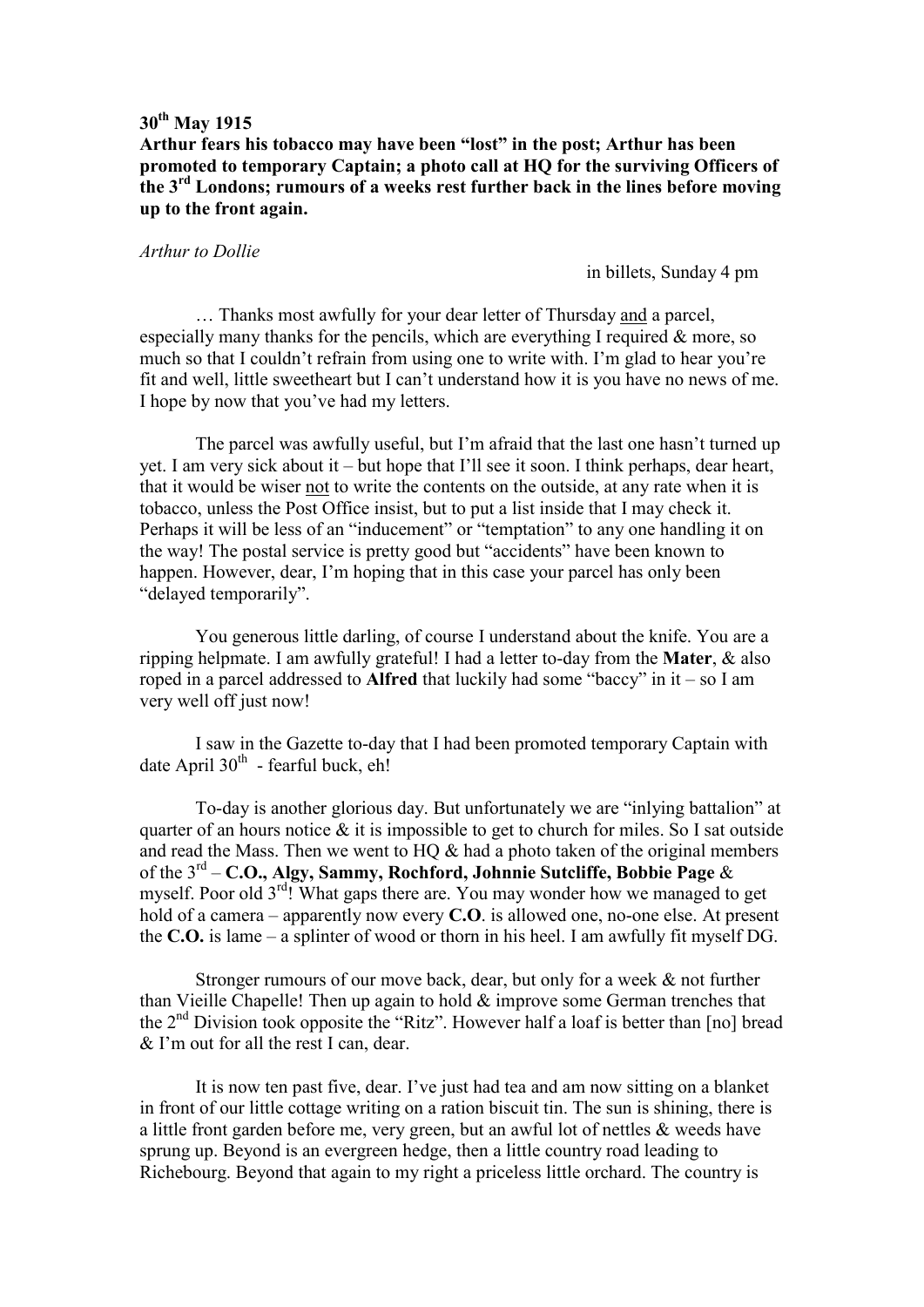**30th May 1915**

**Arthur fears his tobacco may have been "lost" in the post; Arthur has been promoted to temporary Captain; a photo call at HQ for the surviving Officers of the 3rd Londons; rumours of a weeks rest further back in the lines before moving up to the front again.**

*Arthur to Dollie*

in billets, Sunday 4 pm

… Thanks most awfully for your dear letter of Thursday and a parcel, especially many thanks for the pencils, which are everything I required & more, so much so that I couldn't refrain from using one to write with. I'm glad to hear you're fit and well, little sweetheart but I can't understand how it is you have no news of me. I hope by now that you've had my letters.

The parcel was awfully useful, but I'm afraid that the last one hasn't turned up yet. I am very sick about it – but hope that I'll see it soon. I think perhaps, dear heart, that it would be wiser not to write the contents on the outside, at any rate when it is tobacco, unless the Post Office insist, but to put a list inside that I may check it. Perhaps it will be less of an "inducement" or "temptation" to any one handling it on the way! The postal service is pretty good but "accidents" have been known to happen. However, dear, I'm hoping that in this case your parcel has only been "delayed temporarily".

You generous little darling, of course I understand about the knife. You are a ripping helpmate. I am awfully grateful! I had a letter to-day from the **Mater**, & also roped in a parcel addressed to **Alfred** that luckily had some "baccy" in it – so I am very well off just now!

I saw in the Gazette to-day that I had been promoted temporary Captain with date April 30th - fearful buck, eh!

To-day is another glorious day. But unfortunately we are "inlying battalion" at quarter of an hours notice & it is impossible to get to church for miles. So I sat outside and read the Mass. Then we went to HQ & had a photo taken of the original members of the 3rd – **C.O., Algy, Sammy, Rochford, Johnnie Sutcliffe, Bobbie Page** & myself. Poor old 3rd! What gaps there are. You may wonder how we managed to get hold of a camera – apparently now every **C.O**. is allowed one, no-one else. At present the **C.O.** is lame – a splinter of wood or thorn in his heel. I am awfully fit myself DG.

Stronger rumours of our move back, dear, but only for a week & not further than Vieille Chapelle! Then up again to hold & improve some German trenches that the 2nd Division took opposite the "Ritz". However half a loaf is better than [no] bread & I'm out for all the rest I can, dear.

It is now ten past five, dear. I've just had tea and am now sitting on a blanket in front of our little cottage writing on a ration biscuit tin. The sun is shining, there is a little front garden before me, very green, but an awful lot of nettles & weeds have sprung up. Beyond is an evergreen hedge, then a little country road leading to Richebourg. Beyond that again to my right a priceless little orchard. The country is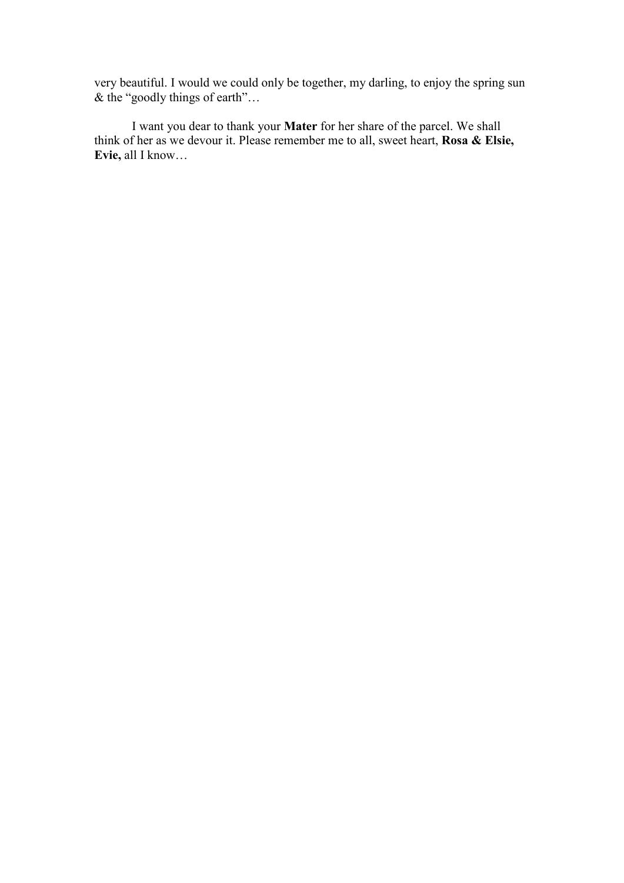very beautiful. I would we could only be together, my darling, to enjoy the spring sun & the "goodly things of earth"…

I want you dear to thank your **Mater** for her share of the parcel. We shall think of her as we devour it. Please remember me to all, sweet heart, **Rosa & Elsie, Evie,** all I know…